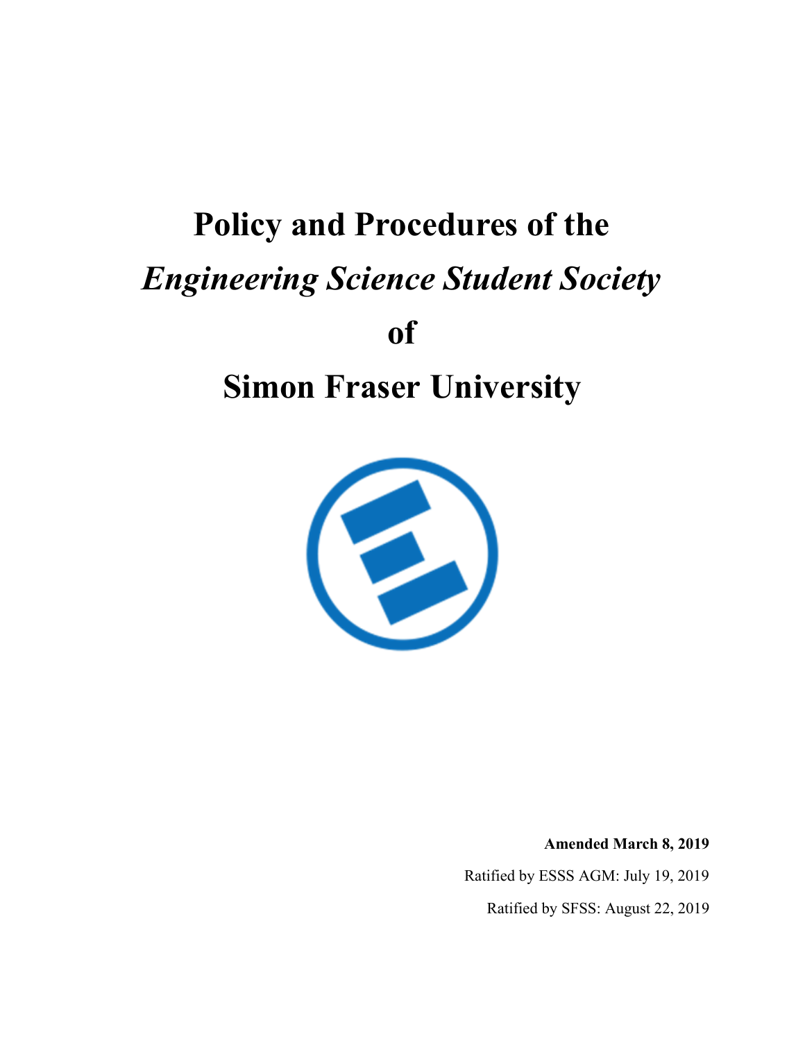# Policy and Procedures of the

# *Engineering Science Student Society*

# of

# Simon Fraser University

**Amended March 8, 2019**

Ratified by ESSS AGM: July 19, 2019

Ratified by SFSS: August 22, 2019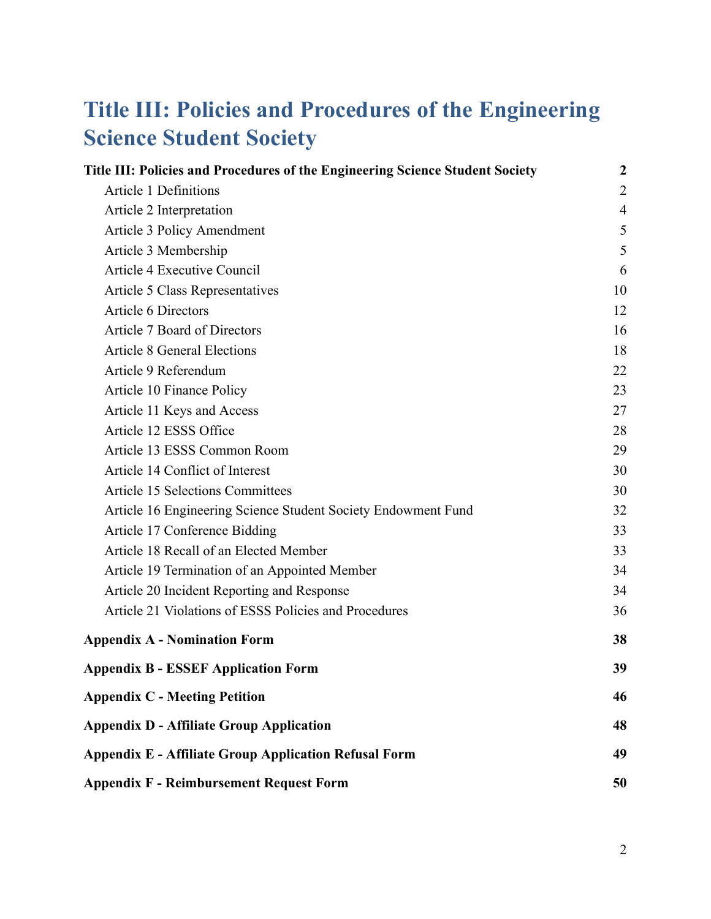# Title III: Policies and Procedures of the Engineering Science Student Society

**Title III: Policies and Procedures of the Engineering Science Student Society** **2**

- Article 1 Definitions 2
- Article 2 Interpretation 4
- Article 3 Policy Amendment 5
- Article 3 Membership 5
- Article 4 Executive Council 6
- Article 5 Class Representatives 10
- Article 6 Directors 12
- Article 7 Board of Directors 16
- Article 8 General Elections 18
- Article 9 Referendum 22
- Article 10 Finance Policy 23
- Article 11 Keys and Access 27
- Article 12 ESSS Office 28
- Article 13 ESSS Common Room 29
- Article 14 Conflict of Interest 30
- Article 15 Selections Committees 30
- Article 16 Engineering Science Student Society Endowment Fund 32
- Article 17 Conference Bidding 33
- Article 18 Recall of an Elected Member 33
- Article 19 Termination of an Appointed Member 34
- Article 20 Incident Reporting and Response 34
- Article 21 Violations of ESSS Policies and Procedures 36

**Appendix A - Nomination Form** **38**

**Appendix B - ESSEF Application Form** **39**

**Appendix C - Meeting Petition** **46**

**Appendix D - Affiliate Group Application** **48**

**Appendix E - Affiliate Group Application Refusal Form** **49**

**Appendix F - Reimbursement Request Form** **50**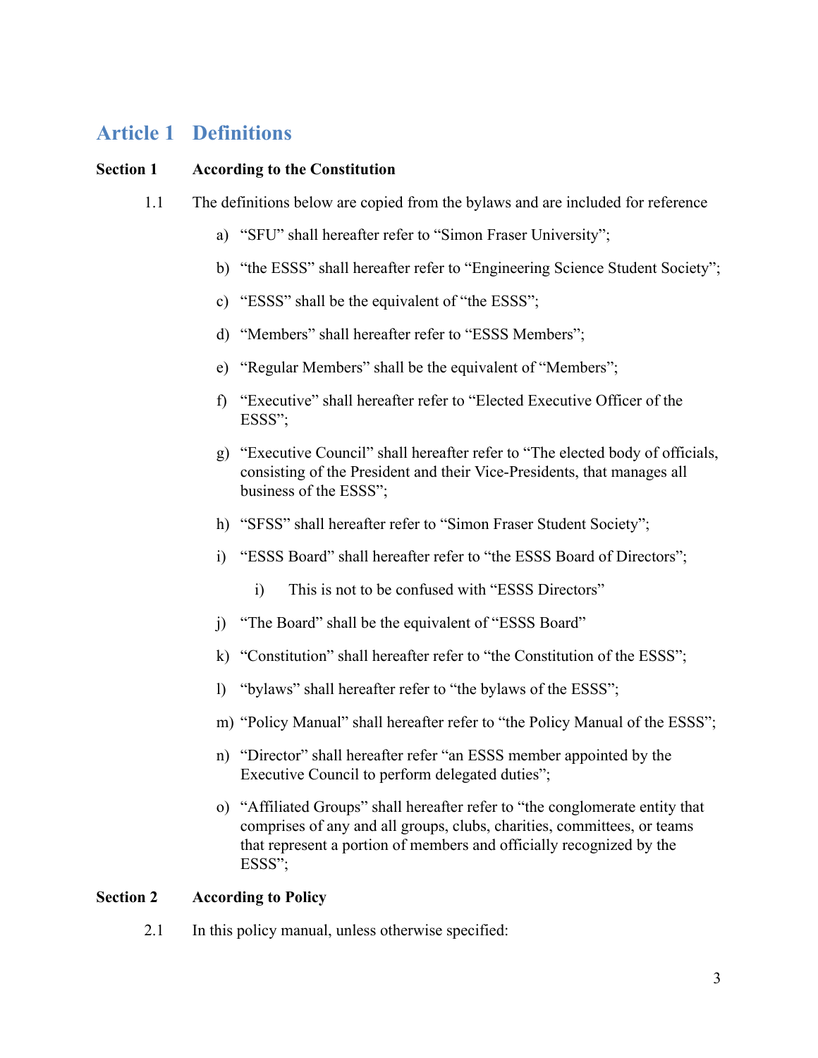# Article 1 Definitions

**Section 1 According to the Constitution**

1.1 The definitions below are copied from the bylaws and are included for reference

a) "SFU" shall hereafter refer to "Simon Fraser University";

b) "the ESSS" shall hereafter refer to "Engineering Science Student Society";

c) "ESSS" shall be the equivalent of "the ESSS";

d) "Members" shall hereafter refer to "ESSS Members";

e) "Regular Members" shall be the equivalent of "Members";

f) "Executive" shall hereafter refer to "Elected Executive Officer of the ESSS";

g) "Executive Council" shall hereafter refer to "The elected body of officials, consisting of the President and their Vice-Presidents, that manages all business of the ESSS";

h) "SFSS" shall hereafter refer to "Simon Fraser Student Society";

i) "ESSS Board" shall hereafter refer to "the ESSS Board of Directors";

   i) This is not to be confused with "ESSS Directors"

j) "The Board" shall be the equivalent of "ESSS Board"

k) "Constitution" shall hereafter refer to "the Constitution of the ESSS";

l) "bylaws" shall hereafter refer to "the bylaws of the ESSS";

m) "Policy Manual" shall hereafter refer to "the Policy Manual of the ESSS";

n) "Director" shall hereafter refer "an ESSS member appointed by the Executive Council to perform delegated duties";

o) "Affiliated Groups" shall hereafter refer to "the conglomerate entity that comprises of any and all groups, clubs, charities, committees, or teams that represent a portion of members and officially recognized by the ESSS";

**Section 2 According to Policy**

2.1 In this policy manual, unless otherwise specified: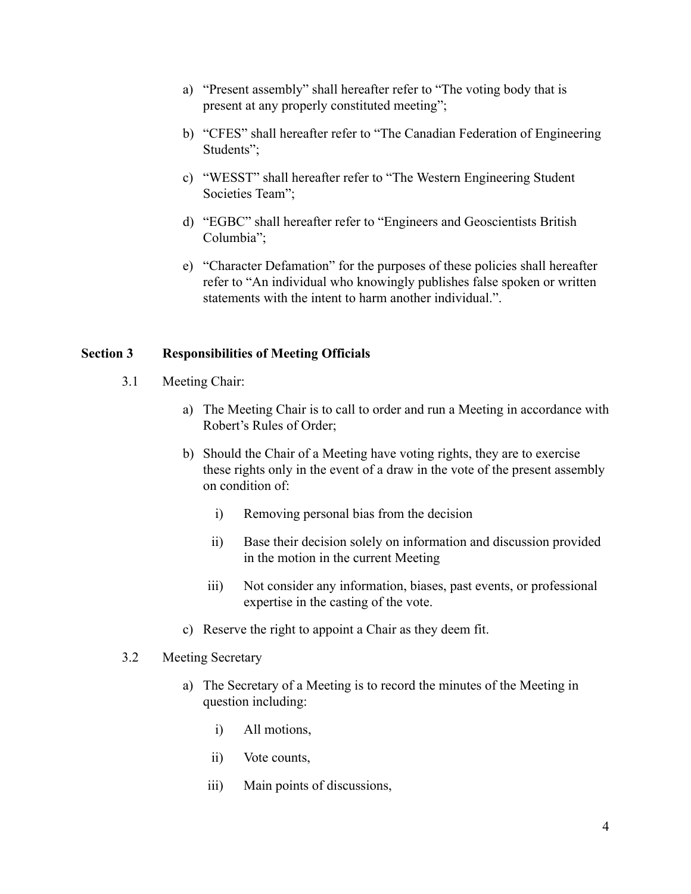a) "Present assembly" shall hereafter refer to "The voting body that is present at any properly constituted meeting";

b) "CFES" shall hereafter refer to "The Canadian Federation of Engineering Students";

c) "WESST" shall hereafter refer to "The Western Engineering Student Societies Team";

d) "EGBC" shall hereafter refer to "Engineers and Geoscientists British Columbia";

e) "Character Defamation" for the purposes of these policies shall hereafter refer to "An individual who knowingly publishes false spoken or written statements with the intent to harm another individual.".

## Section 3 Responsibilities of Meeting Officials

3.1 Meeting Chair:

a) The Meeting Chair is to call to order and run a Meeting in accordance with Robert's Rules of Order;

b) Should the Chair of a Meeting have voting rights, they are to exercise these rights only in the event of a draw in the vote of the present assembly on condition of:

   i) Removing personal bias from the decision

   ii) Base their decision solely on information and discussion provided in the motion in the current Meeting

   iii) Not consider any information, biases, past events, or professional expertise in the casting of the vote.

c) Reserve the right to appoint a Chair as they deem fit.

3.2 Meeting Secretary

a) The Secretary of a Meeting is to record the minutes of the Meeting in question including:

   i) All motions,

   ii) Vote counts,

   iii) Main points of discussions,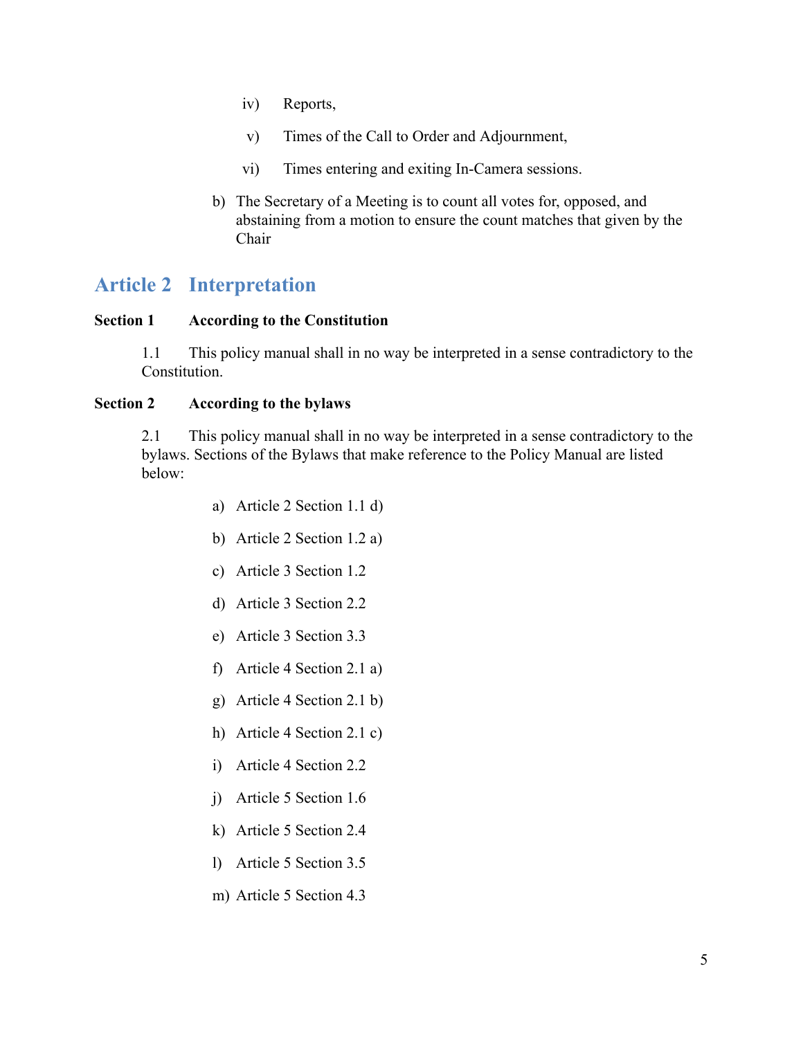iv) Reports,

v) Times of the Call to Order and Adjournment,

vi) Times entering and exiting In-Camera sessions.

b) The Secretary of a Meeting is to count all votes for, opposed, and abstaining from a motion to ensure the count matches that given by the Chair

## Article 2 Interpretation

**Section 1 According to the Constitution**

1.1 This policy manual shall in no way be interpreted in a sense contradictory to the Constitution.

**Section 2 According to the bylaws**

2.1 This policy manual shall in no way be interpreted in a sense contradictory to the bylaws. Sections of the Bylaws that make reference to the Policy Manual are listed below:

a) Article 2 Section 1.1 d)

b) Article 2 Section 1.2 a)

c) Article 3 Section 1.2

d) Article 3 Section 2.2

e) Article 3 Section 3.3

f) Article 4 Section 2.1 a)

g) Article 4 Section 2.1 b)

h) Article 4 Section 2.1 c)

i) Article 4 Section 2.2

j) Article 5 Section 1.6

k) Article 5 Section 2.4

l) Article 5 Section 3.5

m) Article 5 Section 4.3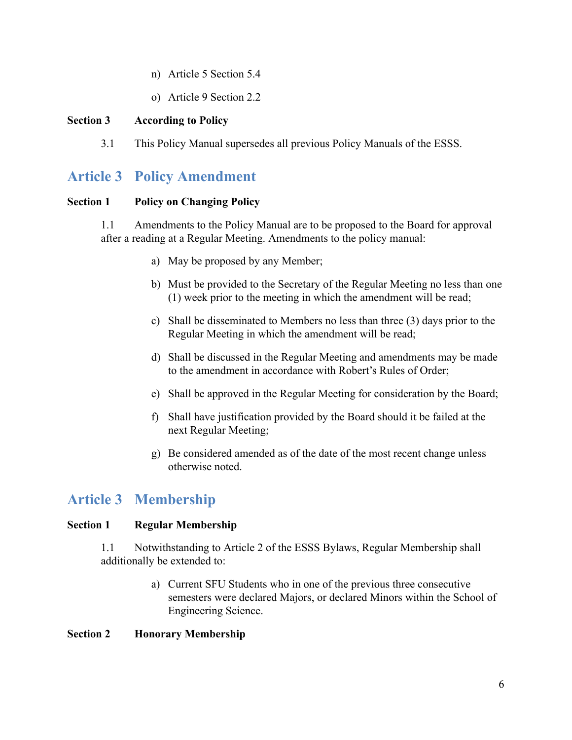n) Article 5 Section 5.4

o) Article 9 Section 2.2

**Section 3 According to Policy**

3.1 This Policy Manual supersedes all previous Policy Manuals of the ESSS.

## Article 3 Policy Amendment

**Section 1 Policy on Changing Policy**

1.1 Amendments to the Policy Manual are to be proposed to the Board for approval after a reading at a Regular Meeting. Amendments to the policy manual:

a) May be proposed by any Member;

b) Must be provided to the Secretary of the Regular Meeting no less than one (1) week prior to the meeting in which the amendment will be read;

c) Shall be disseminated to Members no less than three (3) days prior to the Regular Meeting in which the amendment will be read;

d) Shall be discussed in the Regular Meeting and amendments may be made to the amendment in accordance with Robert's Rules of Order;

e) Shall be approved in the Regular Meeting for consideration by the Board;

f) Shall have justification provided by the Board should it be failed at the next Regular Meeting;

g) Be considered amended as of the date of the most recent change unless otherwise noted.

## Article 3 Membership

**Section 1 Regular Membership**

1.1 Notwithstanding to Article 2 of the ESSS Bylaws, Regular Membership shall additionally be extended to:

a) Current SFU Students who in one of the previous three consecutive semesters were declared Majors, or declared Minors within the School of Engineering Science.

**Section 2 Honorary Membership**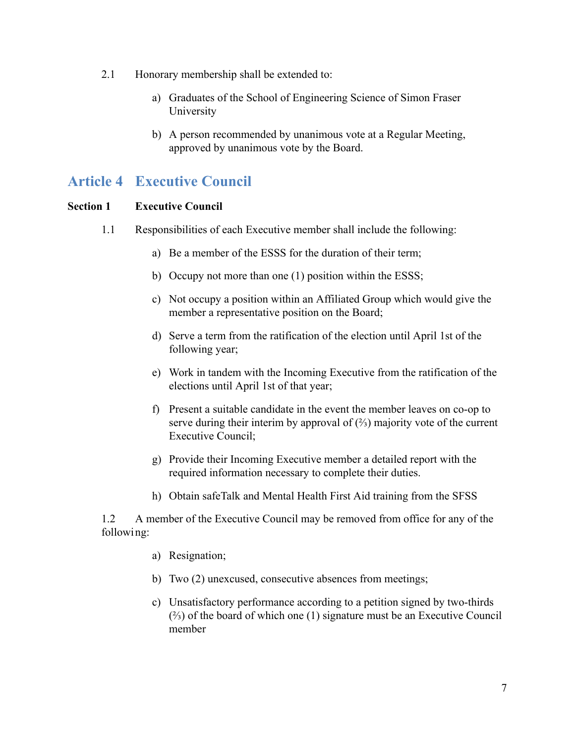2.1 Honorary membership shall be extended to:

a) Graduates of the School of Engineering Science of Simon Fraser University

b) A person recommended by unanimous vote at a Regular Meeting, approved by unanimous vote by the Board.

# Article 4 Executive Council

**Section 1 Executive Council**

1.1 Responsibilities of each Executive member shall include the following:

a) Be a member of the ESSS for the duration of their term;

b) Occupy not more than one (1) position within the ESSS;

c) Not occupy a position within an Affiliated Group which would give the member a representative position on the Board;

d) Serve a term from the ratification of the election until April 1st of the following year;

e) Work in tandem with the Incoming Executive from the ratification of the elections until April 1st of that year;

f) Present a suitable candidate in the event the member leaves on co-op to serve during their interim by approval of (⅔) majority vote of the current Executive Council;

g) Provide their Incoming Executive member a detailed report with the required information necessary to complete their duties.

h) Obtain safeTalk and Mental Health First Aid training from the SFSS

1.2 A member of the Executive Council may be removed from office for any of the following:

a) Resignation;

b) Two (2) unexcused, consecutive absences from meetings;

c) Unsatisfactory performance according to a petition signed by two-thirds (⅔) of the board of which one (1) signature must be an Executive Council member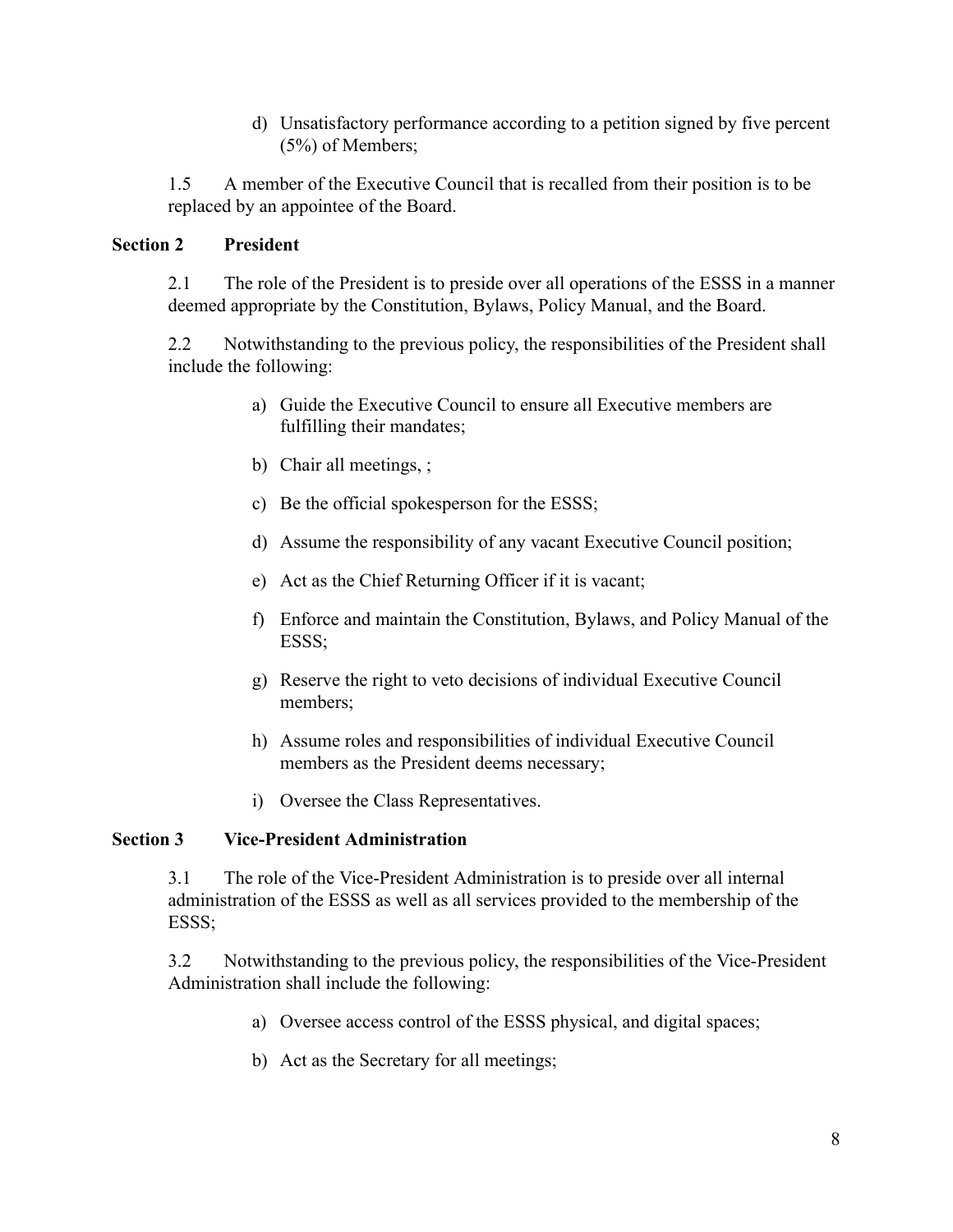d) Unsatisfactory performance according to a petition signed by five percent (5%) of Members;

1.5 A member of the Executive Council that is recalled from their position is to be replaced by an appointee of the Board.

### Section 2 President

2.1 The role of the President is to preside over all operations of the ESSS in a manner deemed appropriate by the Constitution, Bylaws, Policy Manual, and the Board.

2.2 Notwithstanding to the previous policy, the responsibilities of the President shall include the following:

a) Guide the Executive Council to ensure all Executive members are fulfilling their mandates;

b) Chair all meetings, ;

c) Be the official spokesperson for the ESSS;

d) Assume the responsibility of any vacant Executive Council position;

e) Act as the Chief Returning Officer if it is vacant;

f) Enforce and maintain the Constitution, Bylaws, and Policy Manual of the ESSS;

g) Reserve the right to veto decisions of individual Executive Council members;

h) Assume roles and responsibilities of individual Executive Council members as the President deems necessary;

i) Oversee the Class Representatives.

### Section 3 Vice-President Administration

3.1 The role of the Vice-President Administration is to preside over all internal administration of the ESSS as well as all services provided to the membership of the ESSS;

3.2 Notwithstanding to the previous policy, the responsibilities of the Vice-President Administration shall include the following:

a) Oversee access control of the ESSS physical, and digital spaces;

b) Act as the Secretary for all meetings;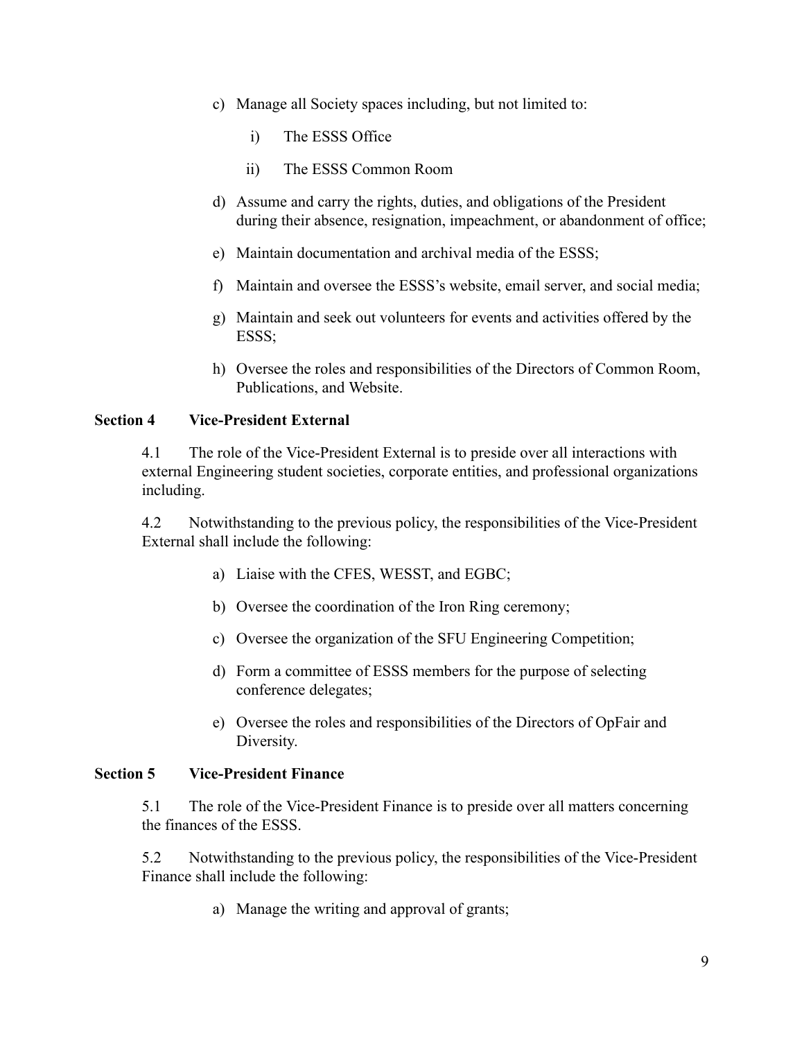c) Manage all Society spaces including, but not limited to:

   i) The ESSS Office

   ii) The ESSS Common Room

d) Assume and carry the rights, duties, and obligations of the President during their absence, resignation, impeachment, or abandonment of office;

e) Maintain documentation and archival media of the ESSS;

f) Maintain and oversee the ESSS's website, email server, and social media;

g) Maintain and seek out volunteers for events and activities offered by the ESSS;

h) Oversee the roles and responsibilities of the Directors of Common Room, Publications, and Website.

**Section 4 Vice-President External**

4.1 The role of the Vice-President External is to preside over all interactions with external Engineering student societies, corporate entities, and professional organizations including.

4.2 Notwithstanding to the previous policy, the responsibilities of the Vice-President External shall include the following:

a) Liaise with the CFES, WESST, and EGBC;

b) Oversee the coordination of the Iron Ring ceremony;

c) Oversee the organization of the SFU Engineering Competition;

d) Form a committee of ESSS members for the purpose of selecting conference delegates;

e) Oversee the roles and responsibilities of the Directors of OpFair and Diversity.

**Section 5 Vice-President Finance**

5.1 The role of the Vice-President Finance is to preside over all matters concerning the finances of the ESSS.

5.2 Notwithstanding to the previous policy, the responsibilities of the Vice-President Finance shall include the following:

a) Manage the writing and approval of grants;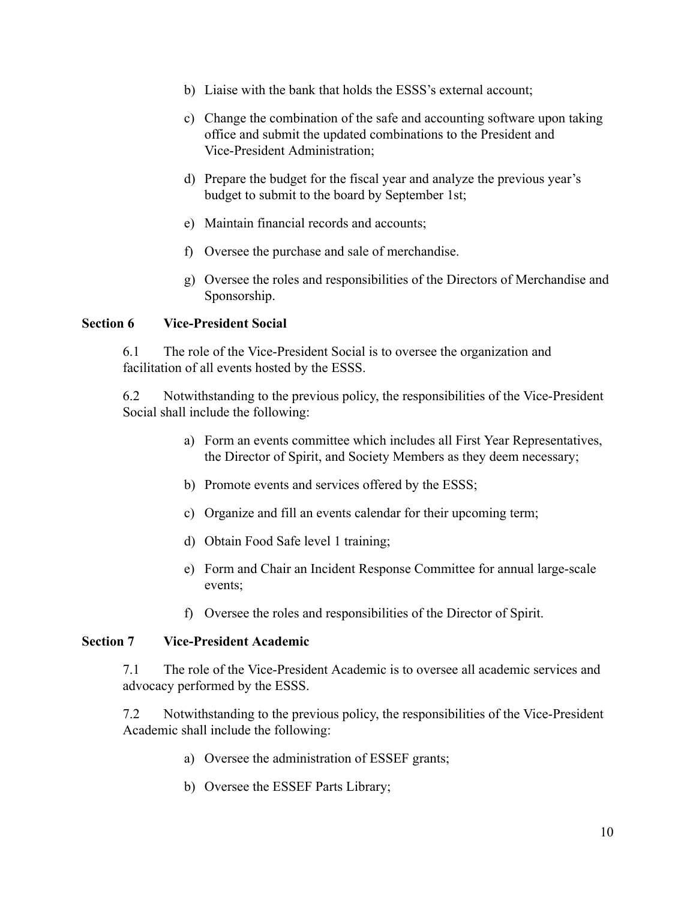b) Liaise with the bank that holds the ESSS's external account;

c) Change the combination of the safe and accounting software upon taking office and submit the updated combinations to the President and Vice-President Administration;

d) Prepare the budget for the fiscal year and analyze the previous year's budget to submit to the board by September 1st;

e) Maintain financial records and accounts;

f) Oversee the purchase and sale of merchandise.

g) Oversee the roles and responsibilities of the Directors of Merchandise and Sponsorship.

**Section 6 Vice-President Social**

6.1 The role of the Vice-President Social is to oversee the organization and facilitation of all events hosted by the ESSS.

6.2 Notwithstanding to the previous policy, the responsibilities of the Vice-President Social shall include the following:

a) Form an events committee which includes all First Year Representatives, the Director of Spirit, and Society Members as they deem necessary;

b) Promote events and services offered by the ESSS;

c) Organize and fill an events calendar for their upcoming term;

d) Obtain Food Safe level 1 training;

e) Form and Chair an Incident Response Committee for annual large-scale events;

f) Oversee the roles and responsibilities of the Director of Spirit.

**Section 7 Vice-President Academic**

7.1 The role of the Vice-President Academic is to oversee all academic services and advocacy performed by the ESSS.

7.2 Notwithstanding to the previous policy, the responsibilities of the Vice-President Academic shall include the following:

a) Oversee the administration of ESSEF grants;

b) Oversee the ESSEF Parts Library;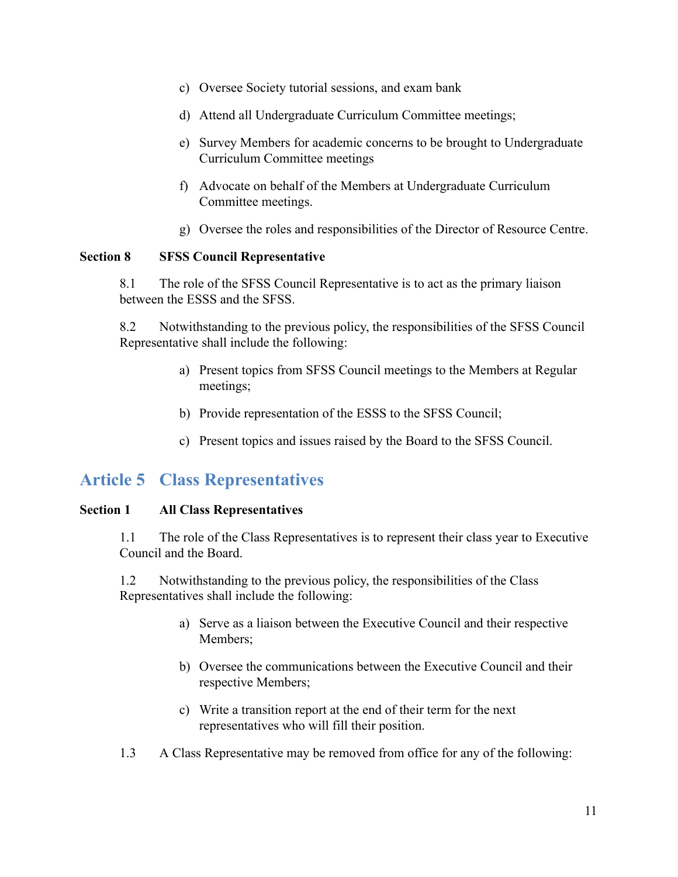c) Oversee Society tutorial sessions, and exam bank

d) Attend all Undergraduate Curriculum Committee meetings;

e) Survey Members for academic concerns to be brought to Undergraduate Curriculum Committee meetings

f) Advocate on behalf of the Members at Undergraduate Curriculum Committee meetings.

g) Oversee the roles and responsibilities of the Director of Resource Centre.

### Section 8 SFSS Council Representative

8.1 The role of the SFSS Council Representative is to act as the primary liaison between the ESSS and the SFSS.

8.2 Notwithstanding to the previous policy, the responsibilities of the SFSS Council Representative shall include the following:

a) Present topics from SFSS Council meetings to the Members at Regular meetings;

b) Provide representation of the ESSS to the SFSS Council;

c) Present topics and issues raised by the Board to the SFSS Council.

## Article 5 Class Representatives

### Section 1 All Class Representatives

1.1 The role of the Class Representatives is to represent their class year to Executive Council and the Board.

1.2 Notwithstanding to the previous policy, the responsibilities of the Class Representatives shall include the following:

a) Serve as a liaison between the Executive Council and their respective Members;

b) Oversee the communications between the Executive Council and their respective Members;

c) Write a transition report at the end of their term for the next representatives who will fill their position.

1.3 A Class Representative may be removed from office for any of the following: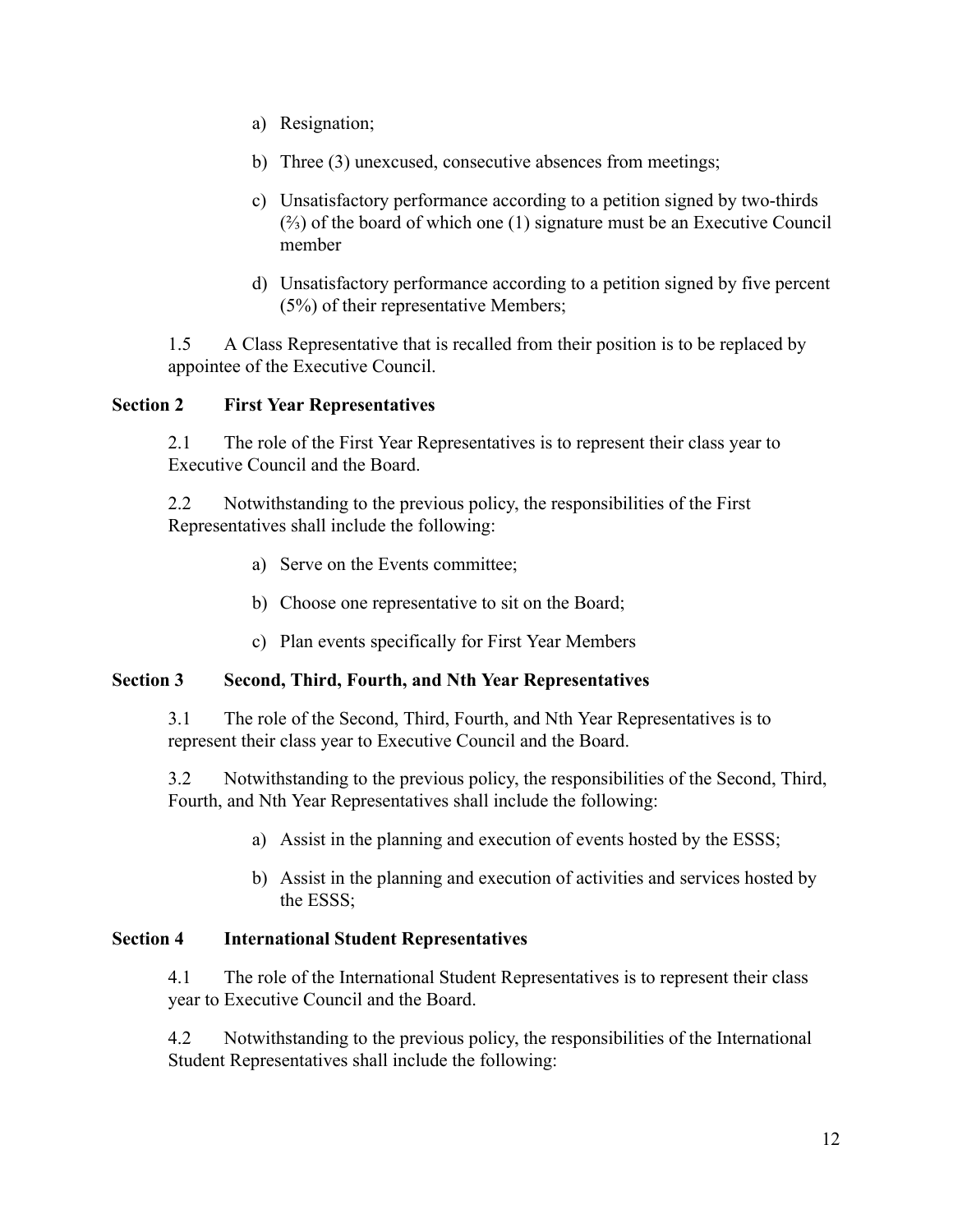a) Resignation;

b) Three (3) unexcused, consecutive absences from meetings;

c) Unsatisfactory performance according to a petition signed by two-thirds (⅔) of the board of which one (1) signature must be an Executive Council member

d) Unsatisfactory performance according to a petition signed by five percent (5%) of their representative Members;

1.5 A Class Representative that is recalled from their position is to be replaced by appointee of the Executive Council.

**Section 2 First Year Representatives**

2.1 The role of the First Year Representatives is to represent their class year to Executive Council and the Board.

2.2 Notwithstanding to the previous policy, the responsibilities of the First Representatives shall include the following:

a) Serve on the Events committee;

b) Choose one representative to sit on the Board;

c) Plan events specifically for First Year Members

**Section 3 Second, Third, Fourth, and Nth Year Representatives**

3.1 The role of the Second, Third, Fourth, and Nth Year Representatives is to represent their class year to Executive Council and the Board.

3.2 Notwithstanding to the previous policy, the responsibilities of the Second, Third, Fourth, and Nth Year Representatives shall include the following:

a) Assist in the planning and execution of events hosted by the ESSS;

b) Assist in the planning and execution of activities and services hosted by the ESSS;

**Section 4 International Student Representatives**

4.1 The role of the International Student Representatives is to represent their class year to Executive Council and the Board.

4.2 Notwithstanding to the previous policy, the responsibilities of the International Student Representatives shall include the following: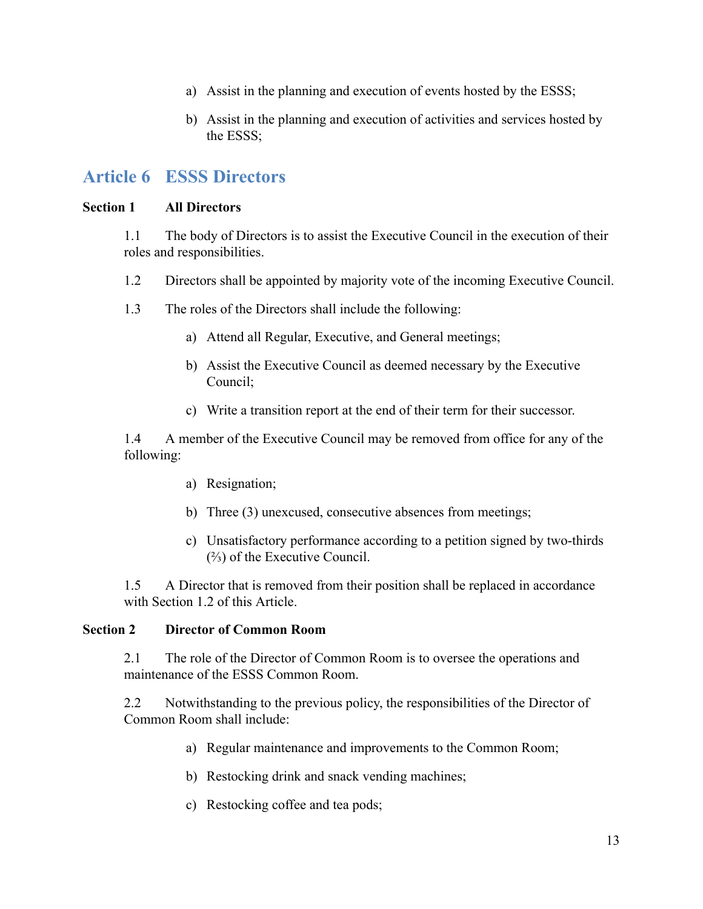a) Assist in the planning and execution of events hosted by the ESSS;

b) Assist in the planning and execution of activities and services hosted by the ESSS;

## Article 6 ESSS Directors

**Section 1 All Directors**

1.1 The body of Directors is to assist the Executive Council in the execution of their roles and responsibilities.

1.2 Directors shall be appointed by majority vote of the incoming Executive Council.

1.3 The roles of the Directors shall include the following:

a) Attend all Regular, Executive, and General meetings;

b) Assist the Executive Council as deemed necessary by the Executive Council;

c) Write a transition report at the end of their term for their successor.

1.4 A member of the Executive Council may be removed from office for any of the following:

a) Resignation;

b) Three (3) unexcused, consecutive absences from meetings;

c) Unsatisfactory performance according to a petition signed by two-thirds (⅔) of the Executive Council.

1.5 A Director that is removed from their position shall be replaced in accordance with Section 1.2 of this Article.

**Section 2 Director of Common Room**

2.1 The role of the Director of Common Room is to oversee the operations and maintenance of the ESSS Common Room.

2.2 Notwithstanding to the previous policy, the responsibilities of the Director of Common Room shall include:

a) Regular maintenance and improvements to the Common Room;

b) Restocking drink and snack vending machines;

c) Restocking coffee and tea pods;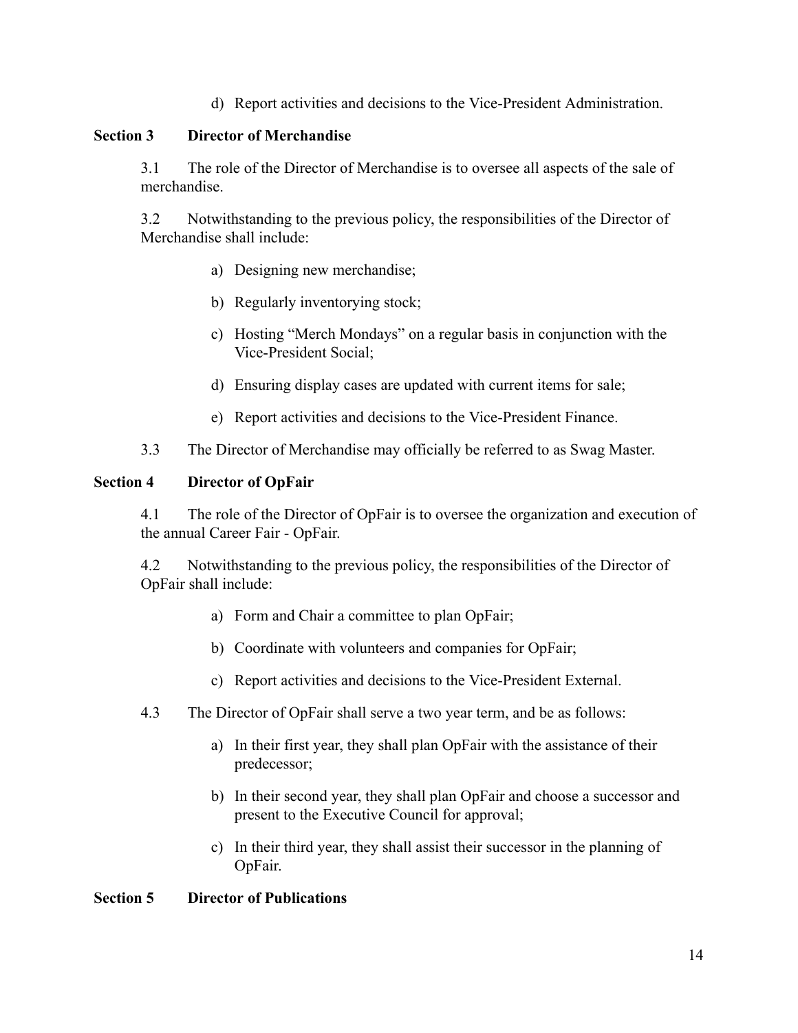d) Report activities and decisions to the Vice-President Administration.

### Section 3 Director of Merchandise

3.1 The role of the Director of Merchandise is to oversee all aspects of the sale of merchandise.

3.2 Notwithstanding to the previous policy, the responsibilities of the Director of Merchandise shall include:

a) Designing new merchandise;

b) Regularly inventorying stock;

c) Hosting "Merch Mondays" on a regular basis in conjunction with the Vice-President Social;

d) Ensuring display cases are updated with current items for sale;

e) Report activities and decisions to the Vice-President Finance.

3.3 The Director of Merchandise may officially be referred to as Swag Master.

### Section 4 Director of OpFair

4.1 The role of the Director of OpFair is to oversee the organization and execution of the annual Career Fair - OpFair.

4.2 Notwithstanding to the previous policy, the responsibilities of the Director of OpFair shall include:

a) Form and Chair a committee to plan OpFair;

b) Coordinate with volunteers and companies for OpFair;

c) Report activities and decisions to the Vice-President External.

4.3 The Director of OpFair shall serve a two year term, and be as follows:

a) In their first year, they shall plan OpFair with the assistance of their predecessor;

b) In their second year, they shall plan OpFair and choose a successor and present to the Executive Council for approval;

c) In their third year, they shall assist their successor in the planning of OpFair.

### Section 5 Director of Publications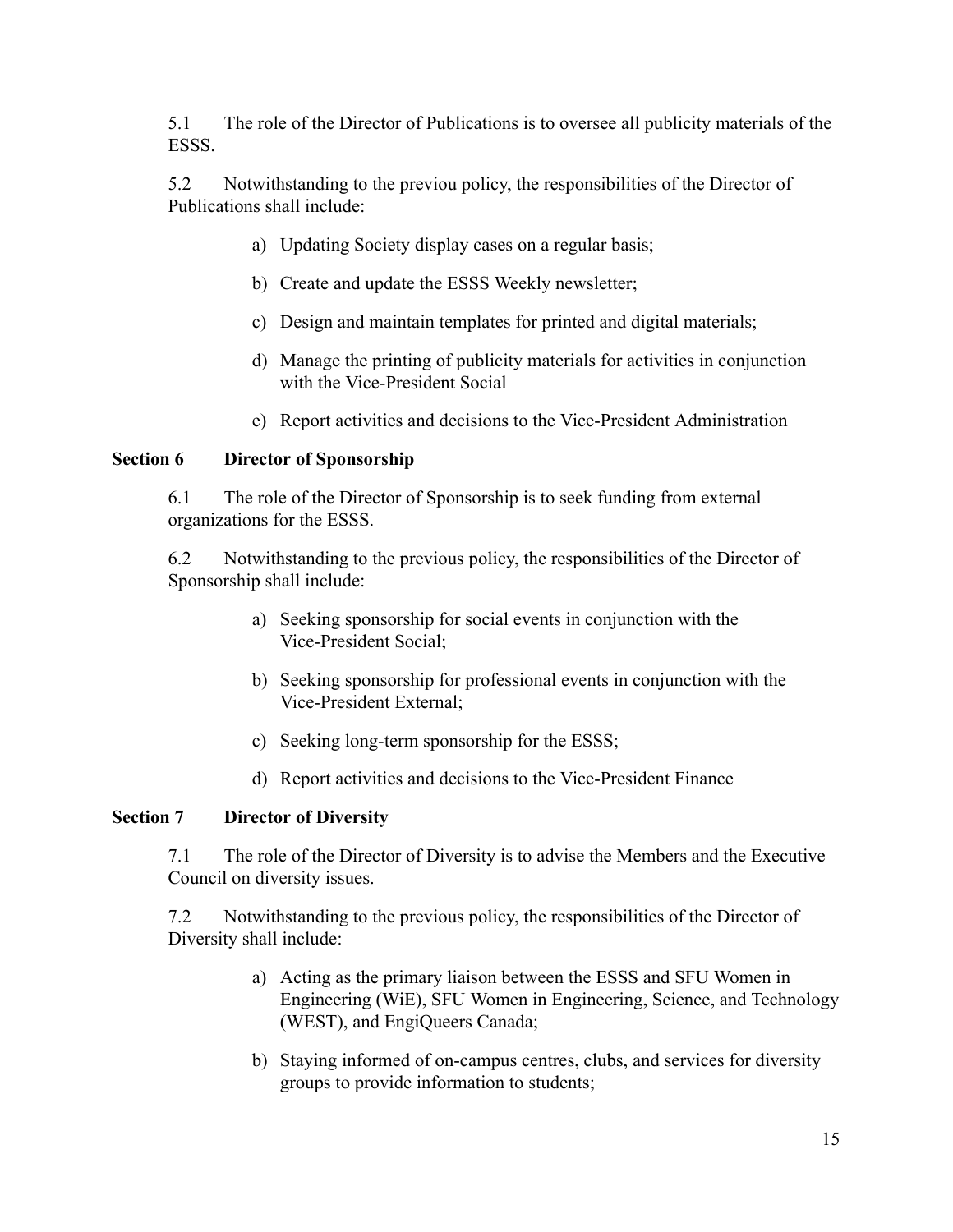5.1 The role of the Director of Publications is to oversee all publicity materials of the ESSS.

5.2 Notwithstanding to the previou policy, the responsibilities of the Director of Publications shall include:

a) Updating Society display cases on a regular basis;

b) Create and update the ESSS Weekly newsletter;

c) Design and maintain templates for printed and digital materials;

d) Manage the printing of publicity materials for activities in conjunction with the Vice-President Social

e) Report activities and decisions to the Vice-President Administration

### Section 6 Director of Sponsorship

6.1 The role of the Director of Sponsorship is to seek funding from external organizations for the ESSS.

6.2 Notwithstanding to the previous policy, the responsibilities of the Director of Sponsorship shall include:

a) Seeking sponsorship for social events in conjunction with the Vice-President Social;

b) Seeking sponsorship for professional events in conjunction with the Vice-President External;

c) Seeking long-term sponsorship for the ESSS;

d) Report activities and decisions to the Vice-President Finance

### Section 7 Director of Diversity

7.1 The role of the Director of Diversity is to advise the Members and the Executive Council on diversity issues.

7.2 Notwithstanding to the previous policy, the responsibilities of the Director of Diversity shall include:

a) Acting as the primary liaison between the ESSS and SFU Women in Engineering (WiE), SFU Women in Engineering, Science, and Technology (WEST), and EngiQueers Canada;

b) Staying informed of on-campus centres, clubs, and services for diversity groups to provide information to students;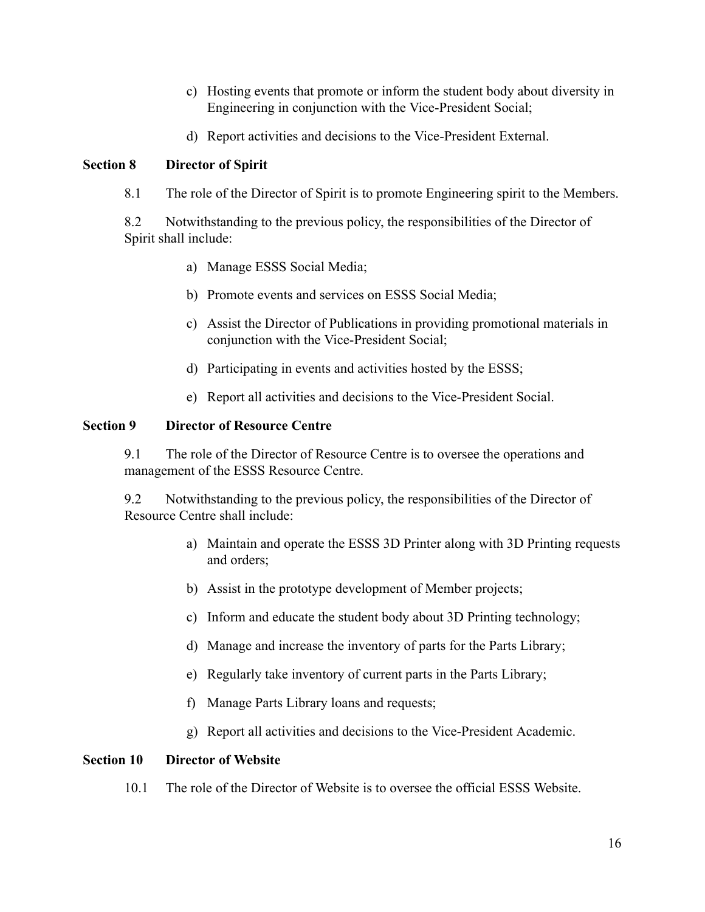c) Hosting events that promote or inform the student body about diversity in Engineering in conjunction with the Vice-President Social;

d) Report activities and decisions to the Vice-President External.

### Section 8 Director of Spirit

8.1 The role of the Director of Spirit is to promote Engineering spirit to the Members.

8.2 Notwithstanding to the previous policy, the responsibilities of the Director of Spirit shall include:

a) Manage ESSS Social Media;

b) Promote events and services on ESSS Social Media;

c) Assist the Director of Publications in providing promotional materials in conjunction with the Vice-President Social;

d) Participating in events and activities hosted by the ESSS;

e) Report all activities and decisions to the Vice-President Social.

### Section 9 Director of Resource Centre

9.1 The role of the Director of Resource Centre is to oversee the operations and management of the ESSS Resource Centre.

9.2 Notwithstanding to the previous policy, the responsibilities of the Director of Resource Centre shall include:

a) Maintain and operate the ESSS 3D Printer along with 3D Printing requests and orders;

b) Assist in the prototype development of Member projects;

c) Inform and educate the student body about 3D Printing technology;

d) Manage and increase the inventory of parts for the Parts Library;

e) Regularly take inventory of current parts in the Parts Library;

f) Manage Parts Library loans and requests;

g) Report all activities and decisions to the Vice-President Academic.

### Section 10 Director of Website

10.1 The role of the Director of Website is to oversee the official ESSS Website.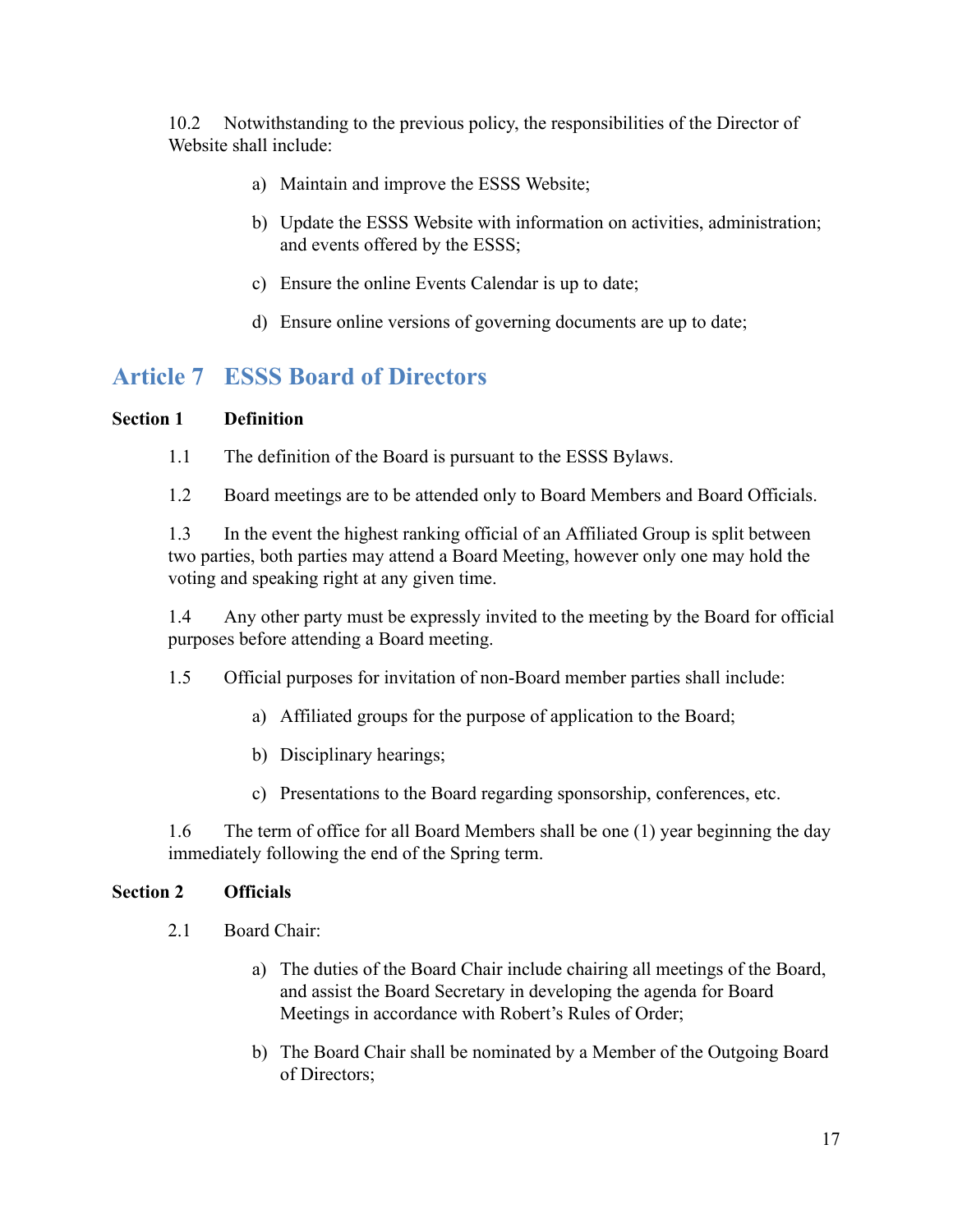10.2 Notwithstanding to the previous policy, the responsibilities of the Director of Website shall include:

a) Maintain and improve the ESSS Website;

b) Update the ESSS Website with information on activities, administration; and events offered by the ESSS;

c) Ensure the online Events Calendar is up to date;

d) Ensure online versions of governing documents are up to date;

## Article 7 ESSS Board of Directors

**Section 1 Definition**

1.1 The definition of the Board is pursuant to the ESSS Bylaws.

1.2 Board meetings are to be attended only to Board Members and Board Officials.

1.3 In the event the highest ranking official of an Affiliated Group is split between two parties, both parties may attend a Board Meeting, however only one may hold the voting and speaking right at any given time.

1.4 Any other party must be expressly invited to the meeting by the Board for official purposes before attending a Board meeting.

1.5 Official purposes for invitation of non-Board member parties shall include:

a) Affiliated groups for the purpose of application to the Board;

b) Disciplinary hearings;

c) Presentations to the Board regarding sponsorship, conferences, etc.

1.6 The term of office for all Board Members shall be one (1) year beginning the day immediately following the end of the Spring term.

**Section 2 Officials**

2.1 Board Chair:

a) The duties of the Board Chair include chairing all meetings of the Board, and assist the Board Secretary in developing the agenda for Board Meetings in accordance with Robert's Rules of Order;

b) The Board Chair shall be nominated by a Member of the Outgoing Board of Directors;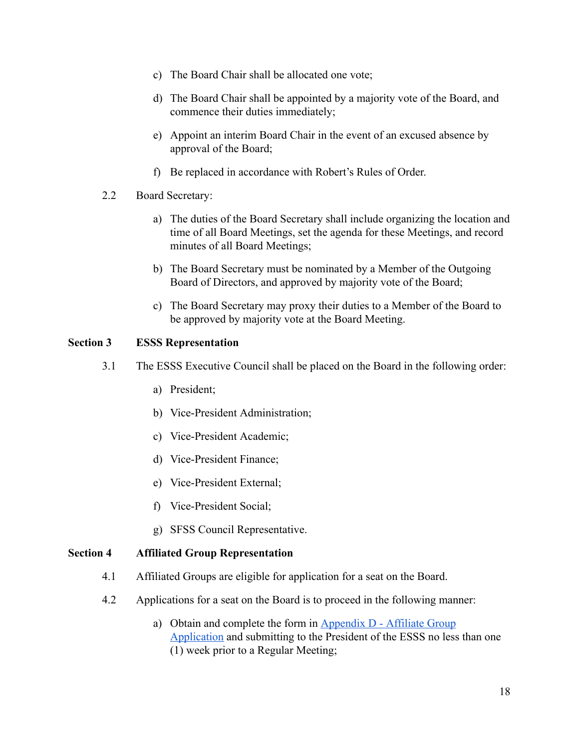c) The Board Chair shall be allocated one vote;

d) The Board Chair shall be appointed by a majority vote of the Board, and commence their duties immediately;

e) Appoint an interim Board Chair in the event of an excused absence by approval of the Board;

f) Be replaced in accordance with Robert's Rules of Order.

2.2 Board Secretary:

a) The duties of the Board Secretary shall include organizing the location and time of all Board Meetings, set the agenda for these Meetings, and record minutes of all Board Meetings;

b) The Board Secretary must be nominated by a Member of the Outgoing Board of Directors, and approved by majority vote of the Board;

c) The Board Secretary may proxy their duties to a Member of the Board to be approved by majority vote at the Board Meeting.

**Section 3 ESSS Representation**

3.1 The ESSS Executive Council shall be placed on the Board in the following order:

a) President;

b) Vice-President Administration;

c) Vice-President Academic;

d) Vice-President Finance;

e) Vice-President External;

f) Vice-President Social;

g) SFSS Council Representative.

**Section 4 Affiliated Group Representation**

4.1 Affiliated Groups are eligible for application for a seat on the Board.

4.2 Applications for a seat on the Board is to proceed in the following manner:

a) Obtain and complete the form in [Appendix D - Affiliate Group Application] and submitting to the President of the ESSS no less than one (1) week prior to a Regular Meeting;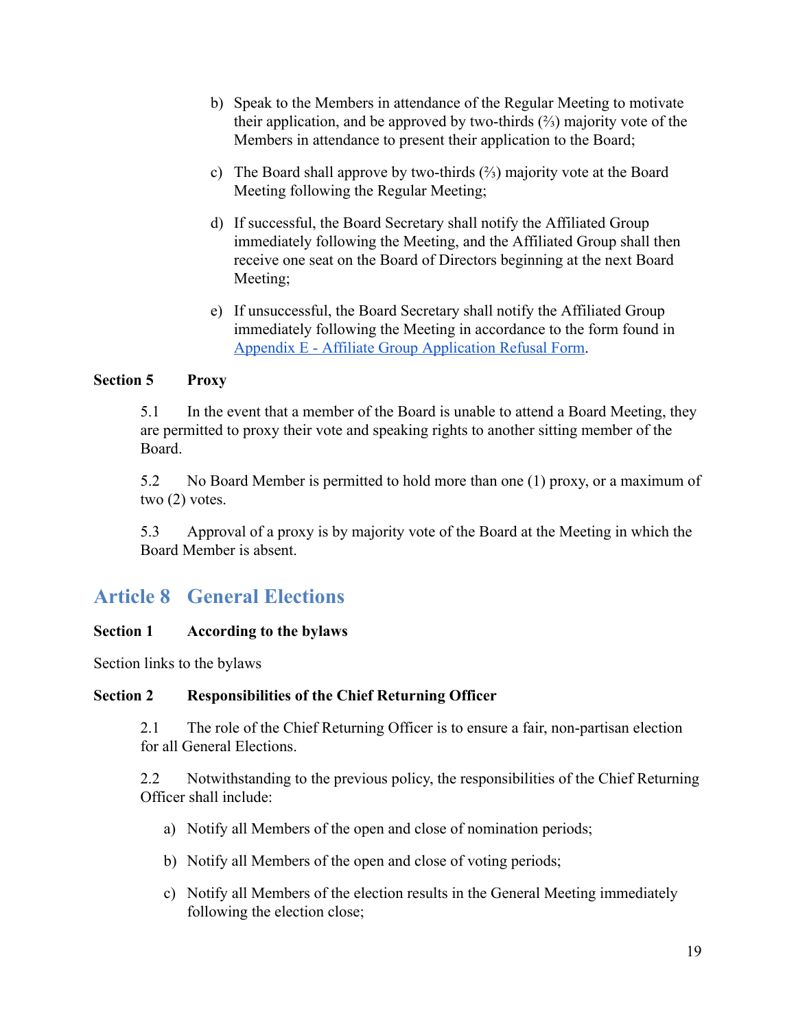b) Speak to the Members in attendance of the Regular Meeting to motivate their application, and be approved by two-thirds (⅔) majority vote of the Members in attendance to present their application to the Board;

c) The Board shall approve by two-thirds (⅔) majority vote at the Board Meeting following the Regular Meeting;

d) If successful, the Board Secretary shall notify the Affiliated Group immediately following the Meeting, and the Affiliated Group shall then receive one seat on the Board of Directors beginning at the next Board Meeting;

e) If unsuccessful, the Board Secretary shall notify the Affiliated Group immediately following the Meeting in accordance to the form found in [Appendix E - Affiliate Group Application Refusal Form](#).

**Section 5 Proxy**

5.1 In the event that a member of the Board is unable to attend a Board Meeting, they are permitted to proxy their vote and speaking rights to another sitting member of the Board.

5.2 No Board Member is permitted to hold more than one (1) proxy, or a maximum of two (2) votes.

5.3 Approval of a proxy is by majority vote of the Board at the Meeting in which the Board Member is absent.

## Article 8 General Elections

**Section 1 According to the bylaws**

Section links to the bylaws

**Section 2 Responsibilities of the Chief Returning Officer**

2.1 The role of the Chief Returning Officer is to ensure a fair, non-partisan election for all General Elections.

2.2 Notwithstanding to the previous policy, the responsibilities of the Chief Returning Officer shall include:

a) Notify all Members of the open and close of nomination periods;

b) Notify all Members of the open and close of voting periods;

c) Notify all Members of the election results in the General Meeting immediately following the election close;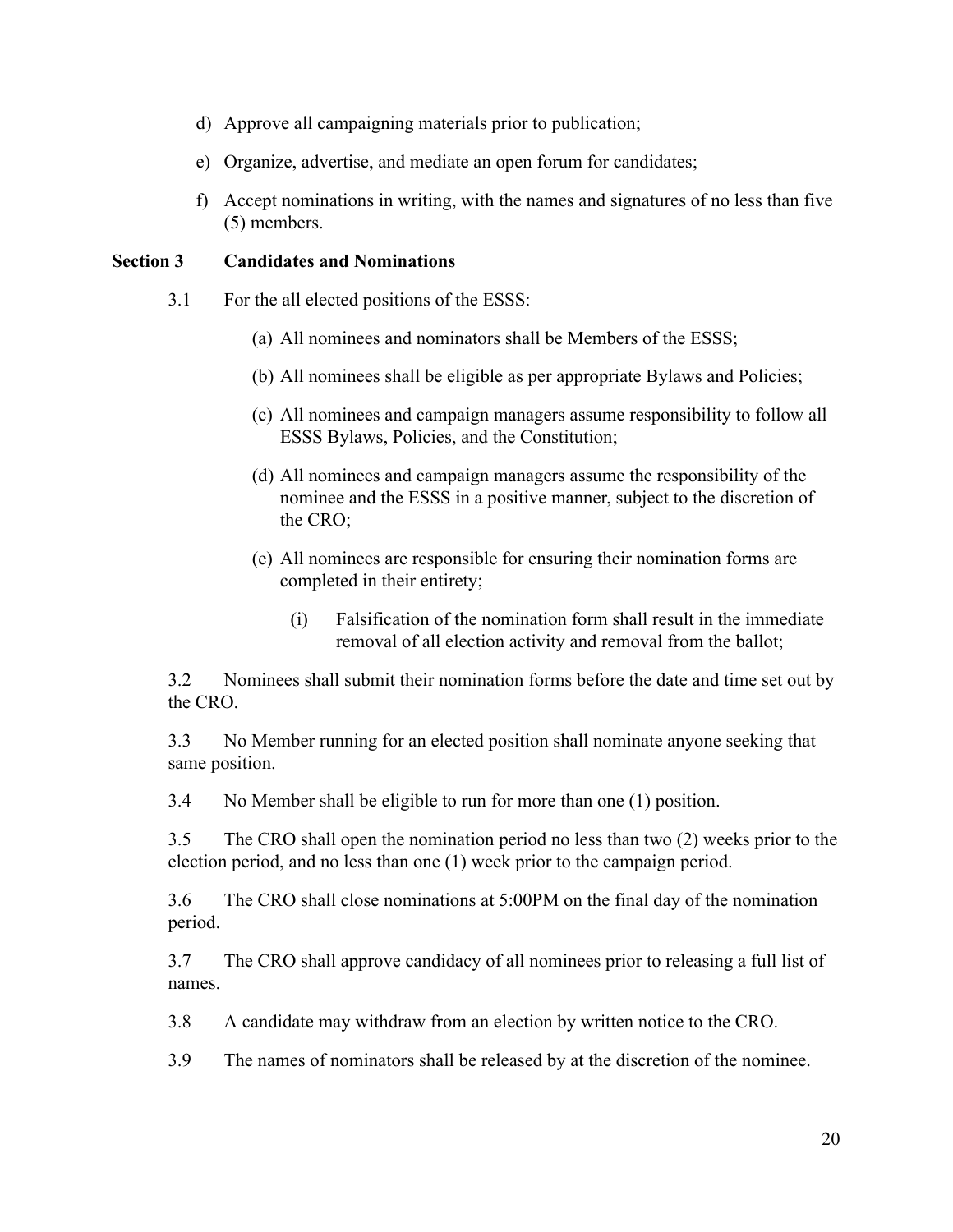d) Approve all campaigning materials prior to publication;

e) Organize, advertise, and mediate an open forum for candidates;

f) Accept nominations in writing, with the names and signatures of no less than five (5) members.

## Section 3 Candidates and Nominations

3.1 For the all elected positions of the ESSS:

(a) All nominees and nominators shall be Members of the ESSS;

(b) All nominees shall be eligible as per appropriate Bylaws and Policies;

(c) All nominees and campaign managers assume responsibility to follow all ESSS Bylaws, Policies, and the Constitution;

(d) All nominees and campaign managers assume the responsibility of the nominee and the ESSS in a positive manner, subject to the discretion of the CRO;

(e) All nominees are responsible for ensuring their nomination forms are completed in their entirety;

(i) Falsification of the nomination form shall result in the immediate removal of all election activity and removal from the ballot;

3.2 Nominees shall submit their nomination forms before the date and time set out by the CRO.

3.3 No Member running for an elected position shall nominate anyone seeking that same position.

3.4 No Member shall be eligible to run for more than one (1) position.

3.5 The CRO shall open the nomination period no less than two (2) weeks prior to the election period, and no less than one (1) week prior to the campaign period.

3.6 The CRO shall close nominations at 5:00PM on the final day of the nomination period.

3.7 The CRO shall approve candidacy of all nominees prior to releasing a full list of names.

3.8 A candidate may withdraw from an election by written notice to the CRO.

3.9 The names of nominators shall be released by at the discretion of the nominee.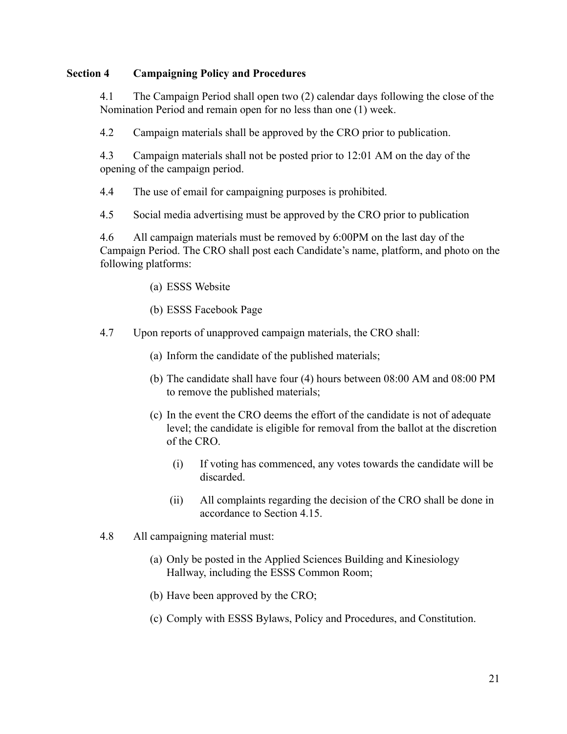### Section 4 Campaigning Policy and Procedures

4.1 The Campaign Period shall open two (2) calendar days following the close of the Nomination Period and remain open for no less than one (1) week.

4.2 Campaign materials shall be approved by the CRO prior to publication.

4.3 Campaign materials shall not be posted prior to 12:01 AM on the day of the opening of the campaign period.

4.4 The use of email for campaigning purposes is prohibited.

4.5 Social media advertising must be approved by the CRO prior to publication

4.6 All campaign materials must be removed by 6:00PM on the last day of the Campaign Period. The CRO shall post each Candidate's name, platform, and photo on the following platforms:

- (a) ESSS Website
- (b) ESSS Facebook Page

4.7 Upon reports of unapproved campaign materials, the CRO shall:

- (a) Inform the candidate of the published materials;
- (b) The candidate shall have four (4) hours between 08:00 AM and 08:00 PM to remove the published materials;
- (c) In the event the CRO deems the effort of the candidate is not of adequate level; the candidate is eligible for removal from the ballot at the discretion of the CRO.
  - (i) If voting has commenced, any votes towards the candidate will be discarded.
  - (ii) All complaints regarding the decision of the CRO shall be done in accordance to Section 4.15.

4.8 All campaigning material must:

- (a) Only be posted in the Applied Sciences Building and Kinesiology Hallway, including the ESSS Common Room;
- (b) Have been approved by the CRO;
- (c) Comply with ESSS Bylaws, Policy and Procedures, and Constitution.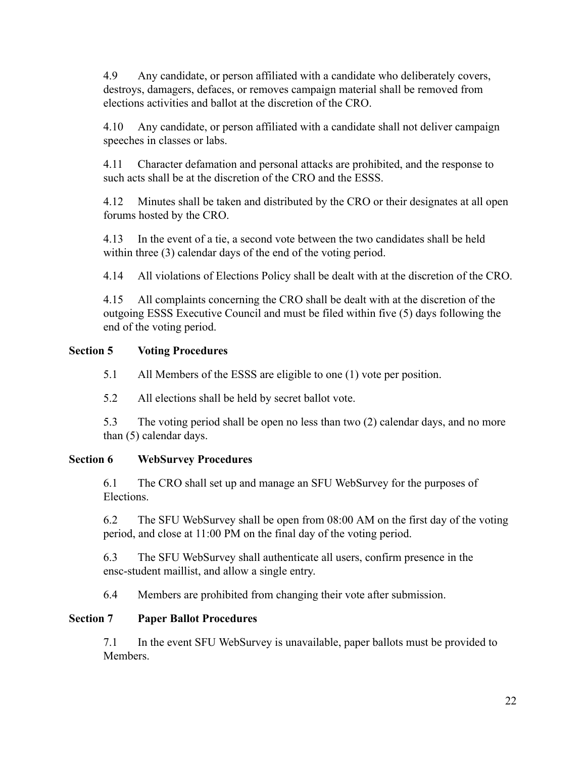4.9 Any candidate, or person affiliated with a candidate who deliberately covers, destroys, damagers, defaces, or removes campaign material shall be removed from elections activities and ballot at the discretion of the CRO.

4.10 Any candidate, or person affiliated with a candidate shall not deliver campaign speeches in classes or labs.

4.11 Character defamation and personal attacks are prohibited, and the response to such acts shall be at the discretion of the CRO and the ESSS.

4.12 Minutes shall be taken and distributed by the CRO or their designates at all open forums hosted by the CRO.

4.13 In the event of a tie, a second vote between the two candidates shall be held within three (3) calendar days of the end of the voting period.

4.14 All violations of Elections Policy shall be dealt with at the discretion of the CRO.

4.15 All complaints concerning the CRO shall be dealt with at the discretion of the outgoing ESSS Executive Council and must be filed within five (5) days following the end of the voting period.

**Section 5 Voting Procedures**

5.1 All Members of the ESSS are eligible to one (1) vote per position.

5.2 All elections shall be held by secret ballot vote.

5.3 The voting period shall be open no less than two (2) calendar days, and no more than (5) calendar days.

**Section 6 WebSurvey Procedures**

6.1 The CRO shall set up and manage an SFU WebSurvey for the purposes of Elections.

6.2 The SFU WebSurvey shall be open from 08:00 AM on the first day of the voting period, and close at 11:00 PM on the final day of the voting period.

6.3 The SFU WebSurvey shall authenticate all users, confirm presence in the ensc-student maillist, and allow a single entry.

6.4 Members are prohibited from changing their vote after submission.

**Section 7 Paper Ballot Procedures**

7.1 In the event SFU WebSurvey is unavailable, paper ballots must be provided to Members.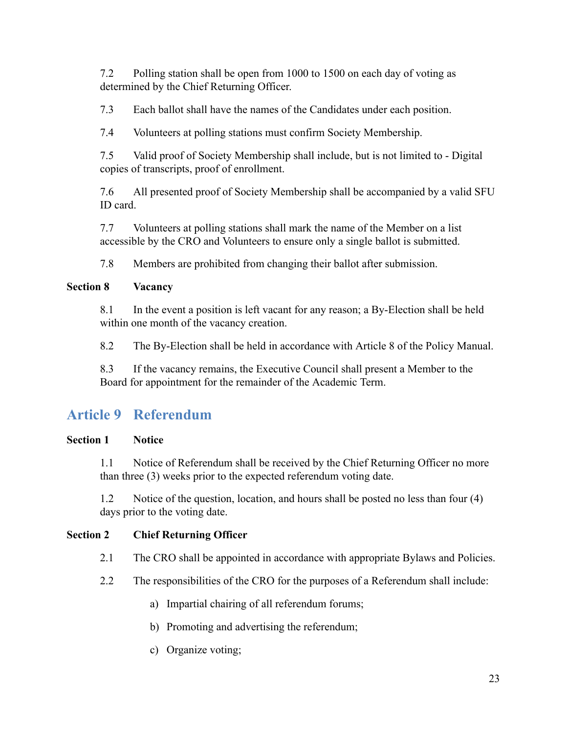7.2 Polling station shall be open from 1000 to 1500 on each day of voting as determined by the Chief Returning Officer.

7.3 Each ballot shall have the names of the Candidates under each position.

7.4 Volunteers at polling stations must confirm Society Membership.

7.5 Valid proof of Society Membership shall include, but is not limited to - Digital copies of transcripts, proof of enrollment.

7.6 All presented proof of Society Membership shall be accompanied by a valid SFU ID card.

7.7 Volunteers at polling stations shall mark the name of the Member on a list accessible by the CRO and Volunteers to ensure only a single ballot is submitted.

7.8 Members are prohibited from changing their ballot after submission.

**Section 8 Vacancy**

8.1 In the event a position is left vacant for any reason; a By-Election shall be held within one month of the vacancy creation.

8.2 The By-Election shall be held in accordance with Article 8 of the Policy Manual.

8.3 If the vacancy remains, the Executive Council shall present a Member to the Board for appointment for the remainder of the Academic Term.

## Article 9 Referendum

**Section 1 Notice**

1.1 Notice of Referendum shall be received by the Chief Returning Officer no more than three (3) weeks prior to the expected referendum voting date.

1.2 Notice of the question, location, and hours shall be posted no less than four (4) days prior to the voting date.

**Section 2 Chief Returning Officer**

2.1 The CRO shall be appointed in accordance with appropriate Bylaws and Policies.

2.2 The responsibilities of the CRO for the purposes of a Referendum shall include:

a) Impartial chairing of all referendum forums;

b) Promoting and advertising the referendum;

c) Organize voting;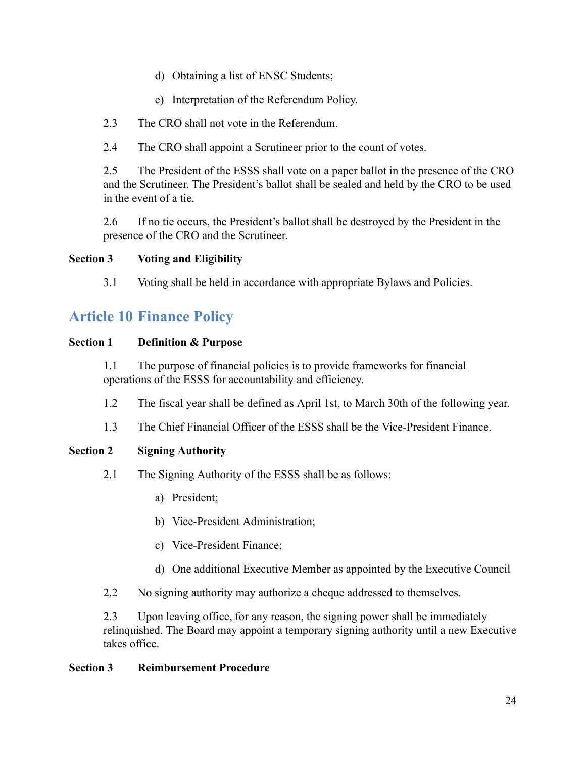d) Obtaining a list of ENSC Students;

e) Interpretation of the Referendum Policy.

2.3 The CRO shall not vote in the Referendum.

2.4 The CRO shall appoint a Scrutineer prior to the count of votes.

2.5 The President of the ESSS shall vote on a paper ballot in the presence of the CRO and the Scrutineer. The President's ballot shall be sealed and held by the CRO to be used in the event of a tie.

2.6 If no tie occurs, the President's ballot shall be destroyed by the President in the presence of the CRO and the Scrutineer.

**Section 3 Voting and Eligibility**

3.1 Voting shall be held in accordance with appropriate Bylaws and Policies.

## Article 10 Finance Policy

**Section 1 Definition & Purpose**

1.1 The purpose of financial policies is to provide frameworks for financial operations of the ESSS for accountability and efficiency.

1.2 The fiscal year shall be defined as April 1st, to March 30th of the following year.

1.3 The Chief Financial Officer of the ESSS shall be the Vice-President Finance.

**Section 2 Signing Authority**

2.1 The Signing Authority of the ESSS shall be as follows:

a) President;

b) Vice-President Administration;

c) Vice-President Finance;

d) One additional Executive Member as appointed by the Executive Council

2.2 No signing authority may authorize a cheque addressed to themselves.

2.3 Upon leaving office, for any reason, the signing power shall be immediately relinquished. The Board may appoint a temporary signing authority until a new Executive takes office.

**Section 3 Reimbursement Procedure**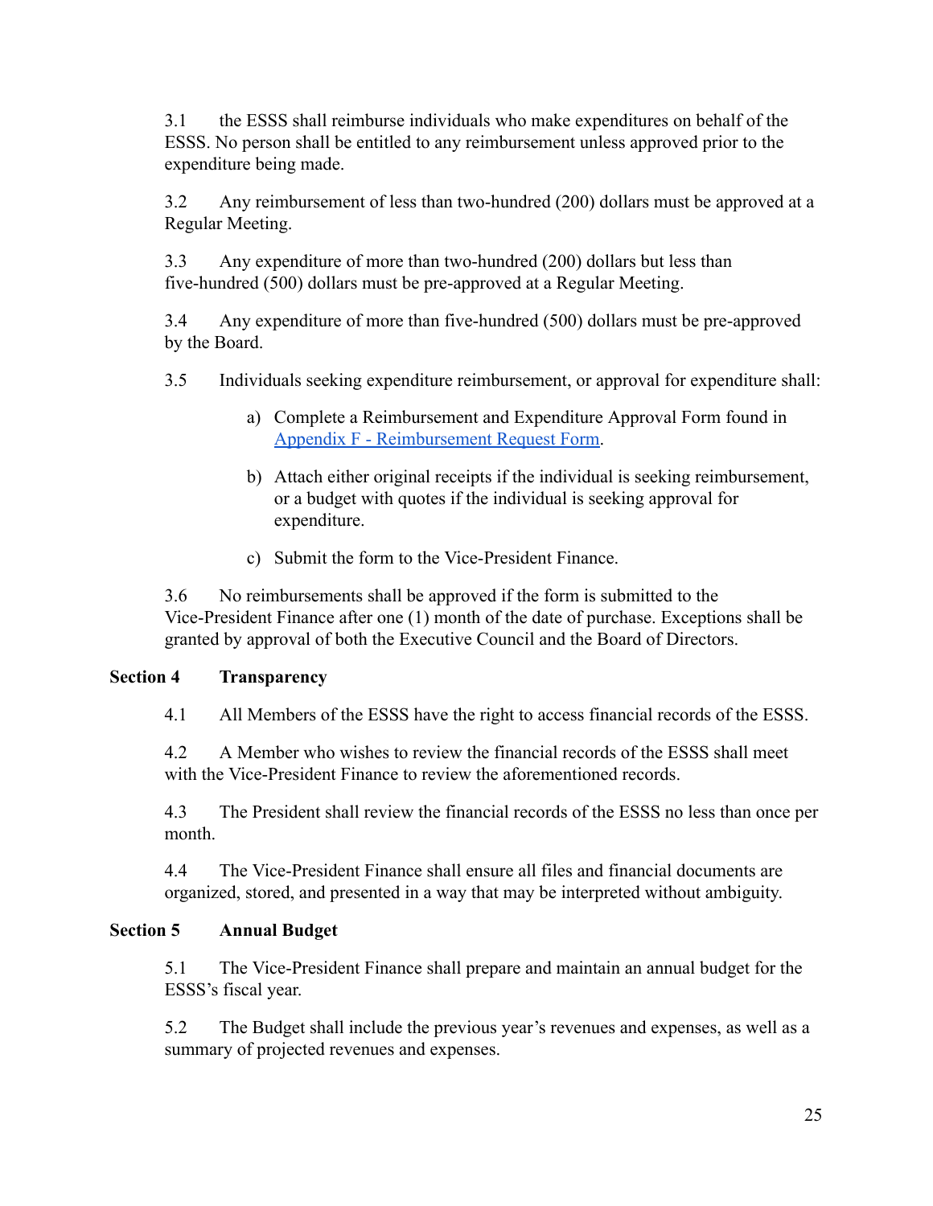3.1 the ESSS shall reimburse individuals who make expenditures on behalf of the ESSS. No person shall be entitled to any reimbursement unless approved prior to the expenditure being made.

3.2 Any reimbursement of less than two-hundred (200) dollars must be approved at a Regular Meeting.

3.3 Any expenditure of more than two-hundred (200) dollars but less than five-hundred (500) dollars must be pre-approved at a Regular Meeting.

3.4 Any expenditure of more than five-hundred (500) dollars must be pre-approved by the Board.

3.5 Individuals seeking expenditure reimbursement, or approval for expenditure shall:

a) Complete a Reimbursement and Expenditure Approval Form found in Appendix F - Reimbursement Request Form.

b) Attach either original receipts if the individual is seeking reimbursement, or a budget with quotes if the individual is seeking approval for expenditure.

c) Submit the form to the Vice-President Finance.

3.6 No reimbursements shall be approved if the form is submitted to the Vice-President Finance after one (1) month of the date of purchase. Exceptions shall be granted by approval of both the Executive Council and the Board of Directors.

### Section 4 Transparency

4.1 All Members of the ESSS have the right to access financial records of the ESSS.

4.2 A Member who wishes to review the financial records of the ESSS shall meet with the Vice-President Finance to review the aforementioned records.

4.3 The President shall review the financial records of the ESSS no less than once per month.

4.4 The Vice-President Finance shall ensure all files and financial documents are organized, stored, and presented in a way that may be interpreted without ambiguity.

### Section 5 Annual Budget

5.1 The Vice-President Finance shall prepare and maintain an annual budget for the ESSS's fiscal year.

5.2 The Budget shall include the previous year's revenues and expenses, as well as a summary of projected revenues and expenses.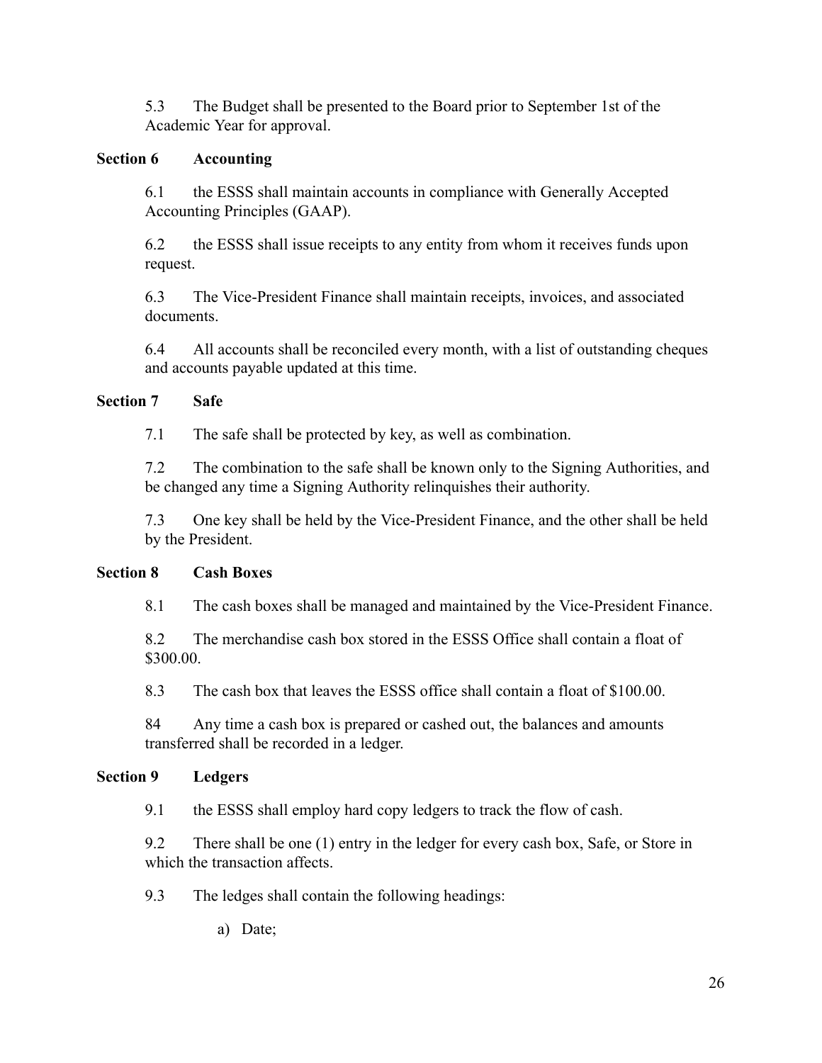5.3 The Budget shall be presented to the Board prior to September 1st of the Academic Year for approval.

### Section 6 Accounting

6.1 the ESSS shall maintain accounts in compliance with Generally Accepted Accounting Principles (GAAP).

6.2 the ESSS shall issue receipts to any entity from whom it receives funds upon request.

6.3 The Vice-President Finance shall maintain receipts, invoices, and associated documents.

6.4 All accounts shall be reconciled every month, with a list of outstanding cheques and accounts payable updated at this time.

### Section 7 Safe

7.1 The safe shall be protected by key, as well as combination.

7.2 The combination to the safe shall be known only to the Signing Authorities, and be changed any time a Signing Authority relinquishes their authority.

7.3 One key shall be held by the Vice-President Finance, and the other shall be held by the President.

### Section 8 Cash Boxes

8.1 The cash boxes shall be managed and maintained by the Vice-President Finance.

8.2 The merchandise cash box stored in the ESSS Office shall contain a float of $300.00.

8.3 The cash box that leaves the ESSS office shall contain a float of $100.00.

84 Any time a cash box is prepared or cashed out, the balances and amounts transferred shall be recorded in a ledger.

### Section 9 Ledgers

9.1 the ESSS shall employ hard copy ledgers to track the flow of cash.

9.2 There shall be one (1) entry in the ledger for every cash box, Safe, or Store in which the transaction affects.

9.3 The ledges shall contain the following headings:

a) Date;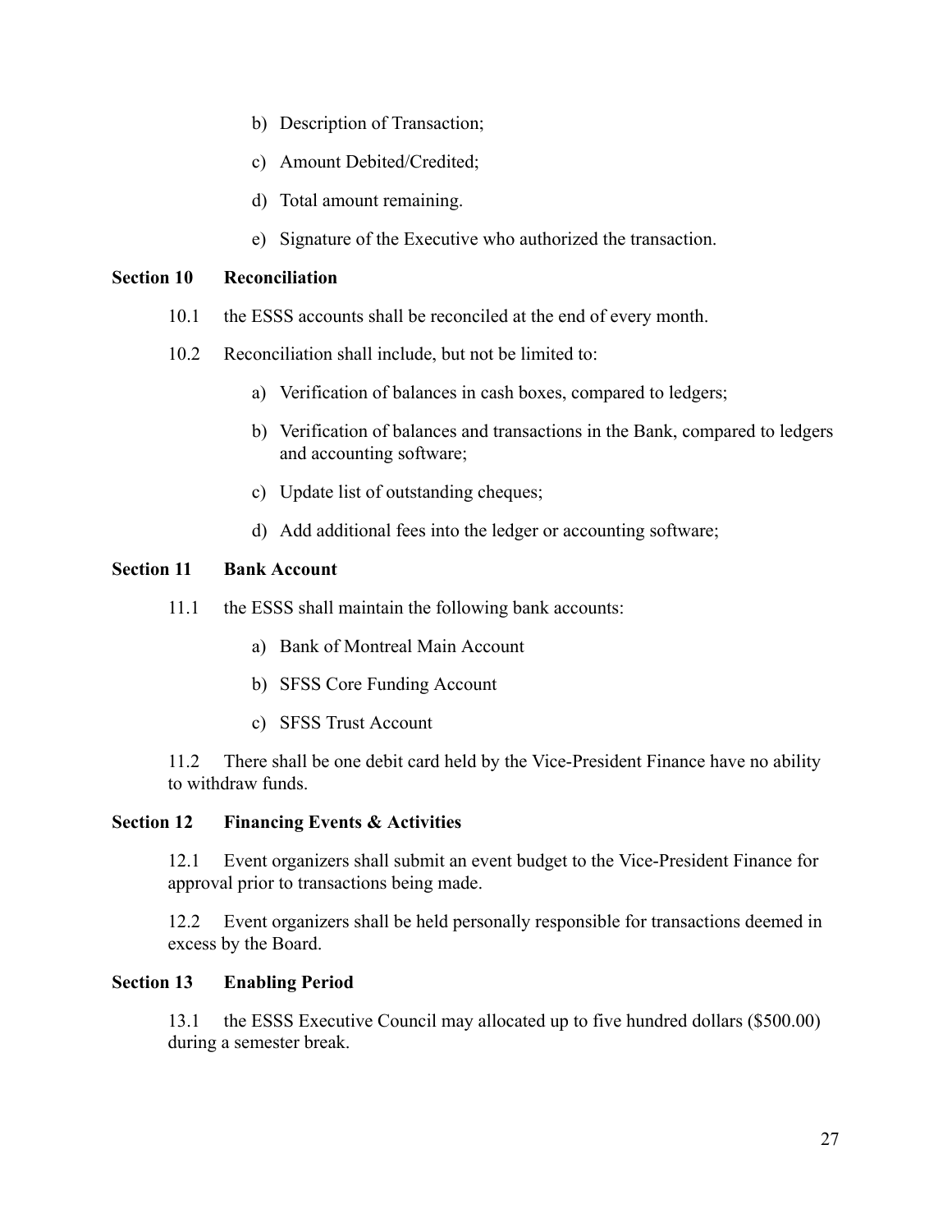b) Description of Transaction;

c) Amount Debited/Credited;

d) Total amount remaining.

e) Signature of the Executive who authorized the transaction.

**Section 10 Reconciliation**

10.1 the ESSS accounts shall be reconciled at the end of every month.

10.2 Reconciliation shall include, but not be limited to:

a) Verification of balances in cash boxes, compared to ledgers;

b) Verification of balances and transactions in the Bank, compared to ledgers and accounting software;

c) Update list of outstanding cheques;

d) Add additional fees into the ledger or accounting software;

**Section 11 Bank Account**

11.1 the ESSS shall maintain the following bank accounts:

a) Bank of Montreal Main Account

b) SFSS Core Funding Account

c) SFSS Trust Account

11.2 There shall be one debit card held by the Vice-President Finance have no ability to withdraw funds.

**Section 12 Financing Events & Activities**

12.1 Event organizers shall submit an event budget to the Vice-President Finance for approval prior to transactions being made.

12.2 Event organizers shall be held personally responsible for transactions deemed in excess by the Board.

**Section 13 Enabling Period**

13.1 the ESSS Executive Council may allocated up to five hundred dollars ($500.00) during a semester break.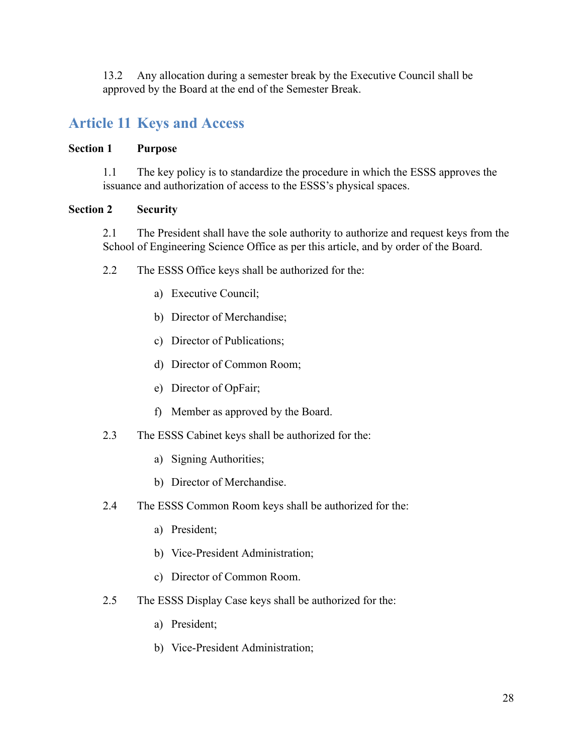13.2 Any allocation during a semester break by the Executive Council shall be approved by the Board at the end of the Semester Break.

## Article 11 Keys and Access

**Section 1 Purpose**

1.1 The key policy is to standardize the procedure in which the ESSS approves the issuance and authorization of access to the ESSS's physical spaces.

**Section 2 Security**

2.1 The President shall have the sole authority to authorize and request keys from the School of Engineering Science Office as per this article, and by order of the Board.

2.2 The ESSS Office keys shall be authorized for the:

a) Executive Council;

b) Director of Merchandise;

c) Director of Publications;

d) Director of Common Room;

e) Director of OpFair;

f) Member as approved by the Board.

2.3 The ESSS Cabinet keys shall be authorized for the:

a) Signing Authorities;

b) Director of Merchandise.

2.4 The ESSS Common Room keys shall be authorized for the:

a) President;

b) Vice-President Administration;

c) Director of Common Room.

2.5 The ESSS Display Case keys shall be authorized for the:

a) President;

b) Vice-President Administration;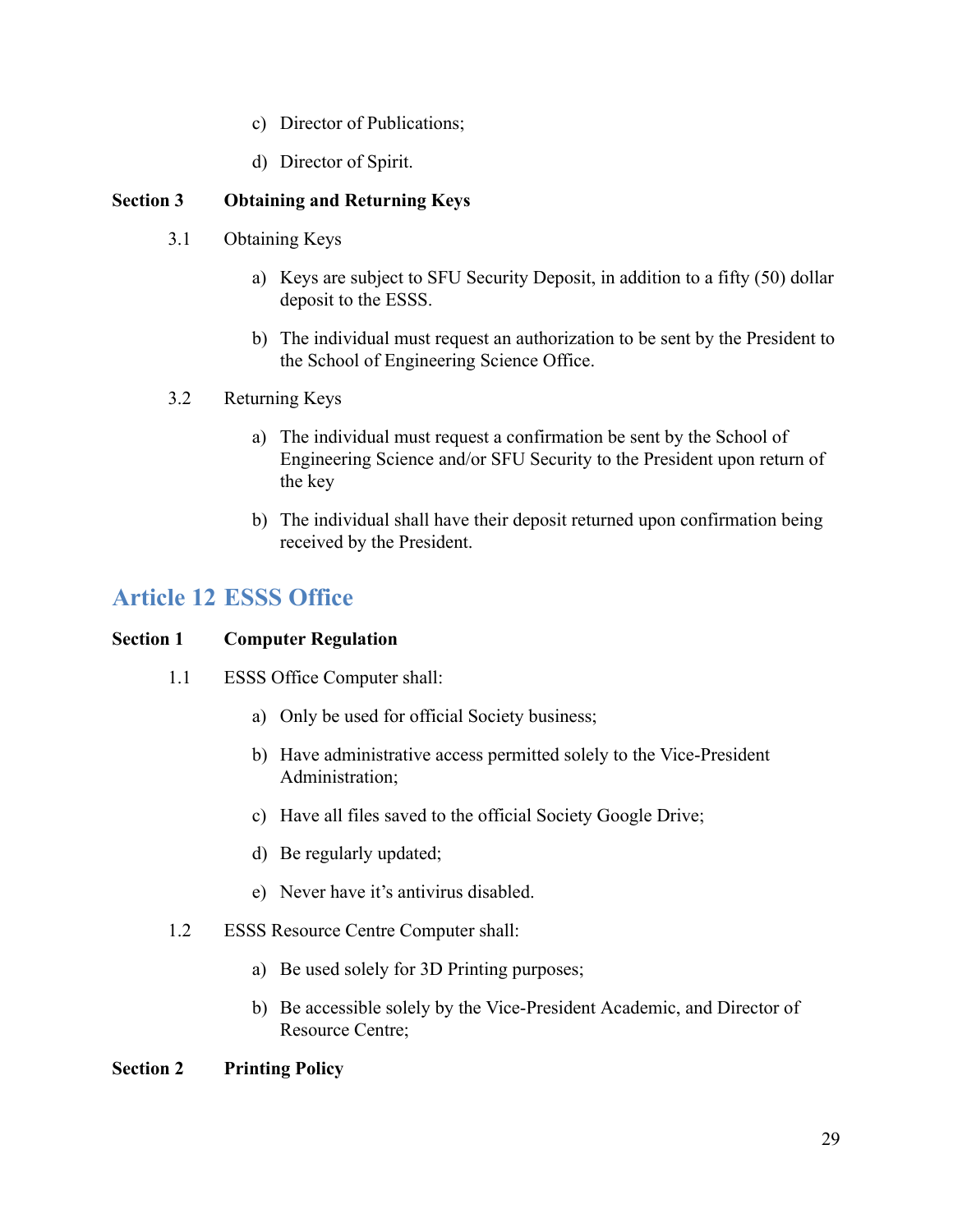c) Director of Publications;

d) Director of Spirit.

**Section 3 Obtaining and Returning Keys**

3.1 Obtaining Keys

a) Keys are subject to SFU Security Deposit, in addition to a fifty (50) dollar deposit to the ESSS.

b) The individual must request an authorization to be sent by the President to the School of Engineering Science Office.

3.2 Returning Keys

a) The individual must request a confirmation be sent by the School of Engineering Science and/or SFU Security to the President upon return of the key

b) The individual shall have their deposit returned upon confirmation being received by the President.

## Article 12 ESSS Office

**Section 1 Computer Regulation**

1.1 ESSS Office Computer shall:

a) Only be used for official Society business;

b) Have administrative access permitted solely to the Vice-President Administration;

c) Have all files saved to the official Society Google Drive;

d) Be regularly updated;

e) Never have it's antivirus disabled.

1.2 ESSS Resource Centre Computer shall:

a) Be used solely for 3D Printing purposes;

b) Be accessible solely by the Vice-President Academic, and Director of Resource Centre;

**Section 2 Printing Policy**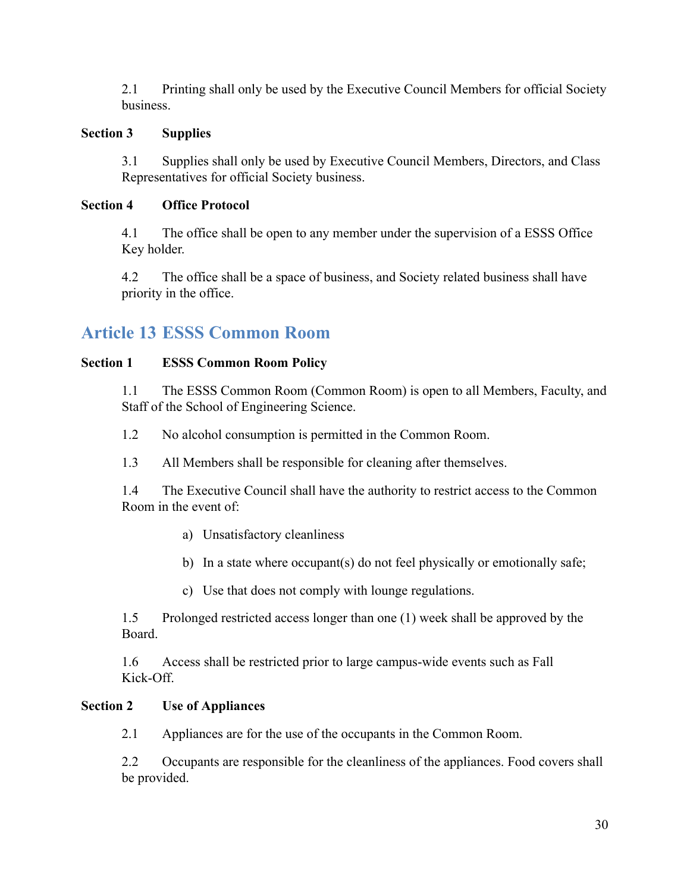2.1 Printing shall only be used by the Executive Council Members for official Society business.

**Section 3 Supplies**

3.1 Supplies shall only be used by Executive Council Members, Directors, and Class Representatives for official Society business.

**Section 4 Office Protocol**

4.1 The office shall be open to any member under the supervision of a ESSS Office Key holder.

4.2 The office shall be a space of business, and Society related business shall have priority in the office.

## Article 13 ESSS Common Room

**Section 1 ESSS Common Room Policy**

1.1 The ESSS Common Room (Common Room) is open to all Members, Faculty, and Staff of the School of Engineering Science.

1.2 No alcohol consumption is permitted in the Common Room.

1.3 All Members shall be responsible for cleaning after themselves.

1.4 The Executive Council shall have the authority to restrict access to the Common Room in the event of:

a) Unsatisfactory cleanliness

b) In a state where occupant(s) do not feel physically or emotionally safe;

c) Use that does not comply with lounge regulations.

1.5 Prolonged restricted access longer than one (1) week shall be approved by the Board.

1.6 Access shall be restricted prior to large campus-wide events such as Fall Kick-Off.

**Section 2 Use of Appliances**

2.1 Appliances are for the use of the occupants in the Common Room.

2.2 Occupants are responsible for the cleanliness of the appliances. Food covers shall be provided.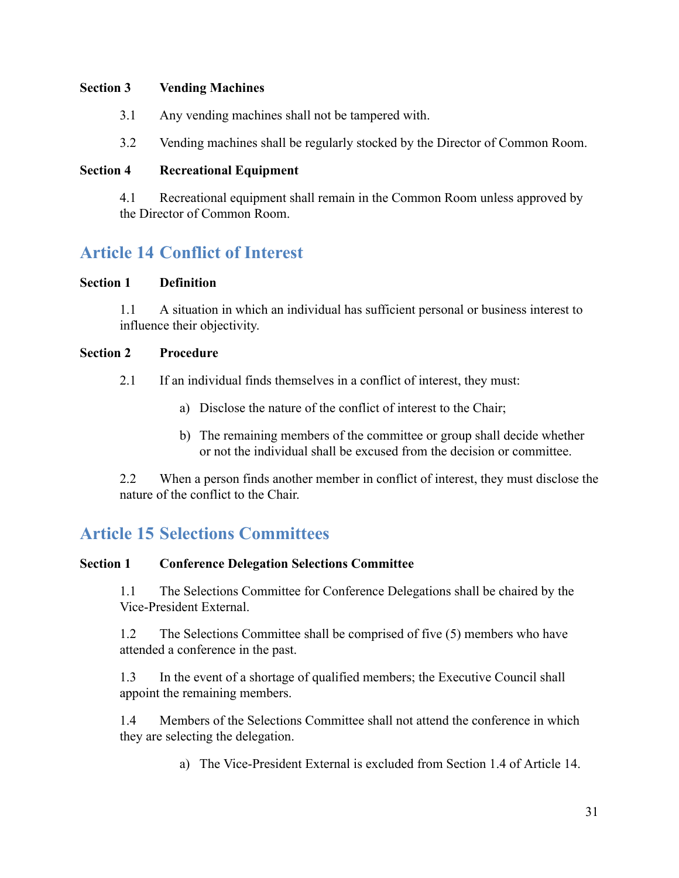**Section 3 Vending Machines**

3.1 Any vending machines shall not be tampered with.

3.2 Vending machines shall be regularly stocked by the Director of Common Room.

**Section 4 Recreational Equipment**

4.1 Recreational equipment shall remain in the Common Room unless approved by the Director of Common Room.

## Article 14 Conflict of Interest

**Section 1 Definition**

1.1 A situation in which an individual has sufficient personal or business interest to influence their objectivity.

**Section 2 Procedure**

2.1 If an individual finds themselves in a conflict of interest, they must:

a) Disclose the nature of the conflict of interest to the Chair;

b) The remaining members of the committee or group shall decide whether or not the individual shall be excused from the decision or committee.

2.2 When a person finds another member in conflict of interest, they must disclose the nature of the conflict to the Chair.

## Article 15 Selections Committees

**Section 1 Conference Delegation Selections Committee**

1.1 The Selections Committee for Conference Delegations shall be chaired by the Vice-President External.

1.2 The Selections Committee shall be comprised of five (5) members who have attended a conference in the past.

1.3 In the event of a shortage of qualified members; the Executive Council shall appoint the remaining members.

1.4 Members of the Selections Committee shall not attend the conference in which they are selecting the delegation.

a) The Vice-President External is excluded from Section 1.4 of Article 14.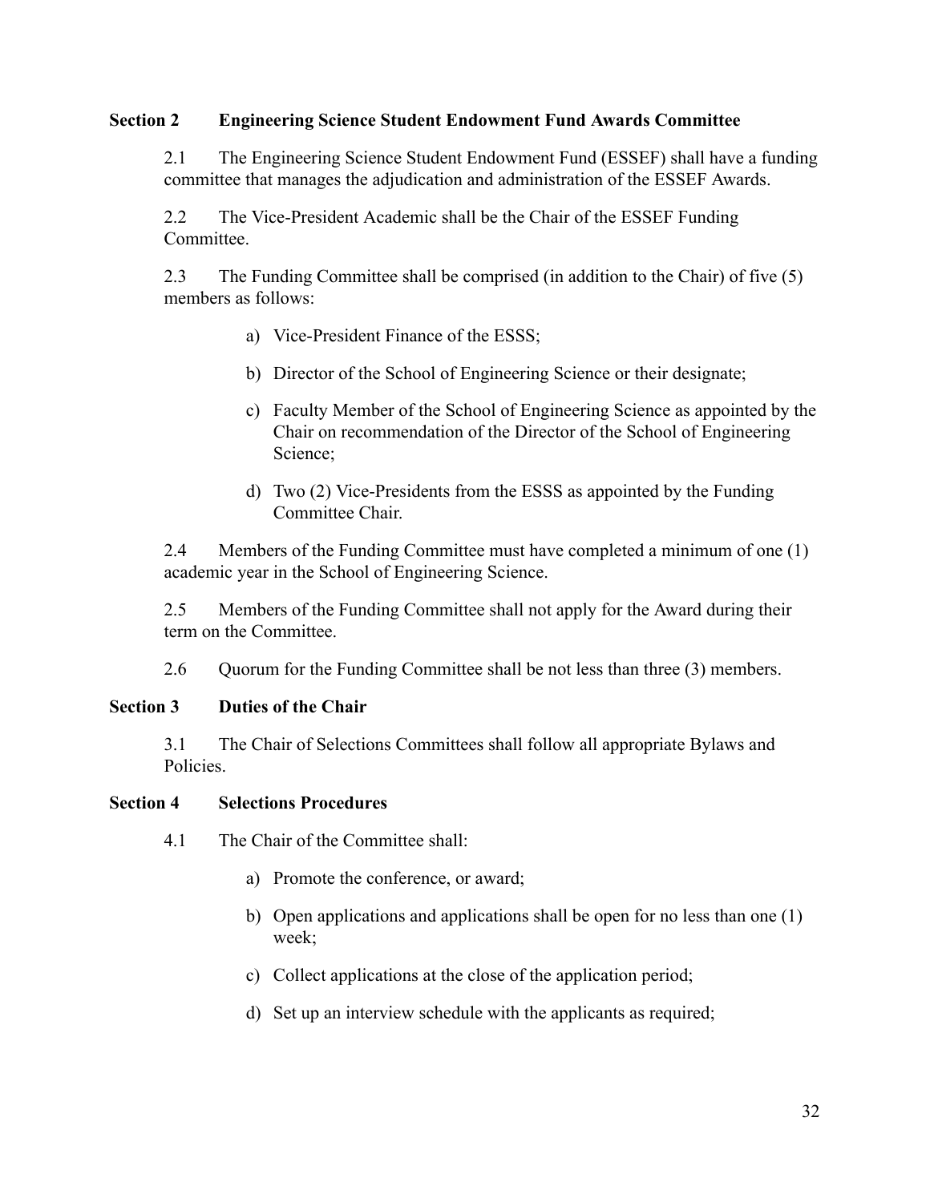## Section 2 Engineering Science Student Endowment Fund Awards Committee

2.1 The Engineering Science Student Endowment Fund (ESSEF) shall have a funding committee that manages the adjudication and administration of the ESSEF Awards.

2.2 The Vice-President Academic shall be the Chair of the ESSEF Funding Committee.

2.3 The Funding Committee shall be comprised (in addition to the Chair) of five (5) members as follows:

a) Vice-President Finance of the ESSS;

b) Director of the School of Engineering Science or their designate;

c) Faculty Member of the School of Engineering Science as appointed by the Chair on recommendation of the Director of the School of Engineering Science;

d) Two (2) Vice-Presidents from the ESSS as appointed by the Funding Committee Chair.

2.4 Members of the Funding Committee must have completed a minimum of one (1) academic year in the School of Engineering Science.

2.5 Members of the Funding Committee shall not apply for the Award during their term on the Committee.

2.6 Quorum for the Funding Committee shall be not less than three (3) members.

## Section 3 Duties of the Chair

3.1 The Chair of Selections Committees shall follow all appropriate Bylaws and Policies.

## Section 4 Selections Procedures

4.1 The Chair of the Committee shall:

a) Promote the conference, or award;

b) Open applications and applications shall be open for no less than one (1) week;

c) Collect applications at the close of the application period;

d) Set up an interview schedule with the applicants as required;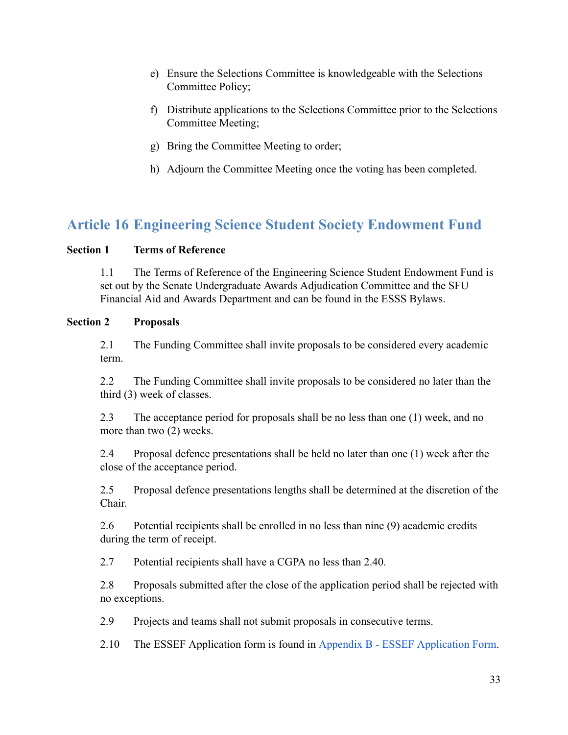e) Ensure the Selections Committee is knowledgeable with the Selections Committee Policy;

f) Distribute applications to the Selections Committee prior to the Selections Committee Meeting;

g) Bring the Committee Meeting to order;

h) Adjourn the Committee Meeting once the voting has been completed.

## Article 16 Engineering Science Student Society Endowment Fund

**Section 1 Terms of Reference**

1.1 The Terms of Reference of the Engineering Science Student Endowment Fund is set out by the Senate Undergraduate Awards Adjudication Committee and the SFU Financial Aid and Awards Department and can be found in the ESSS Bylaws.

**Section 2 Proposals**

2.1 The Funding Committee shall invite proposals to be considered every academic term.

2.2 The Funding Committee shall invite proposals to be considered no later than the third (3) week of classes.

2.3 The acceptance period for proposals shall be no less than one (1) week, and no more than two (2) weeks.

2.4 Proposal defence presentations shall be held no later than one (1) week after the close of the acceptance period.

2.5 Proposal defence presentations lengths shall be determined at the discretion of the Chair.

2.6 Potential recipients shall be enrolled in no less than nine (9) academic credits during the term of receipt.

2.7 Potential recipients shall have a CGPA no less than 2.40.

2.8 Proposals submitted after the close of the application period shall be rejected with no exceptions.

2.9 Projects and teams shall not submit proposals in consecutive terms.

2.10 The ESSEF Application form is found in [Appendix B - ESSEF Application Form](#).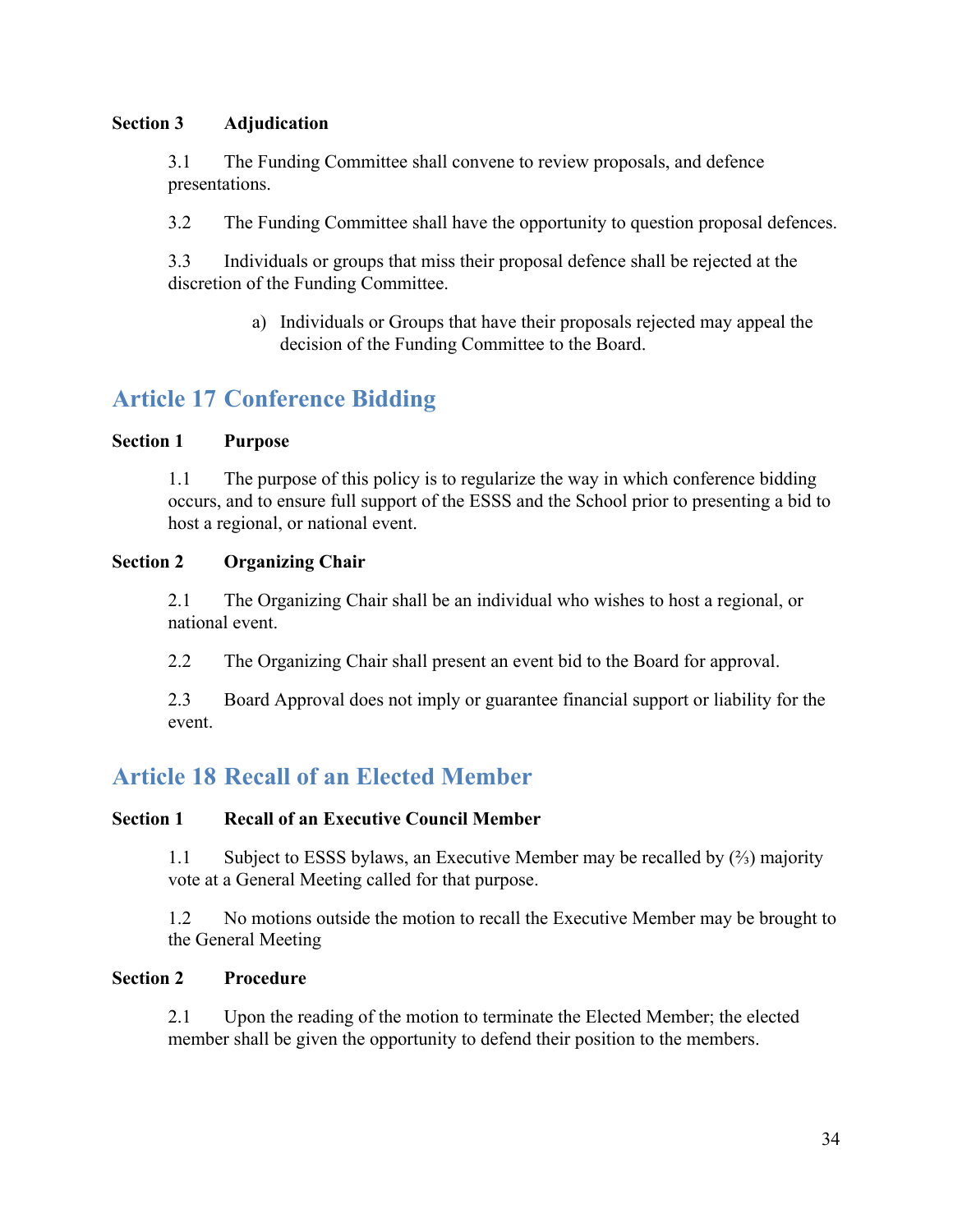**Section 3 Adjudication**

3.1 The Funding Committee shall convene to review proposals, and defence presentations.

3.2 The Funding Committee shall have the opportunity to question proposal defences.

3.3 Individuals or groups that miss their proposal defence shall be rejected at the discretion of the Funding Committee.

a) Individuals or Groups that have their proposals rejected may appeal the decision of the Funding Committee to the Board.

## Article 17 Conference Bidding

**Section 1 Purpose**

1.1 The purpose of this policy is to regularize the way in which conference bidding occurs, and to ensure full support of the ESSS and the School prior to presenting a bid to host a regional, or national event.

**Section 2 Organizing Chair**

2.1 The Organizing Chair shall be an individual who wishes to host a regional, or national event.

2.2 The Organizing Chair shall present an event bid to the Board for approval.

2.3 Board Approval does not imply or guarantee financial support or liability for the event.

## Article 18 Recall of an Elected Member

**Section 1 Recall of an Executive Council Member**

1.1 Subject to ESSS bylaws, an Executive Member may be recalled by (⅔) majority vote at a General Meeting called for that purpose.

1.2 No motions outside the motion to recall the Executive Member may be brought to the General Meeting

**Section 2 Procedure**

2.1 Upon the reading of the motion to terminate the Elected Member; the elected member shall be given the opportunity to defend their position to the members.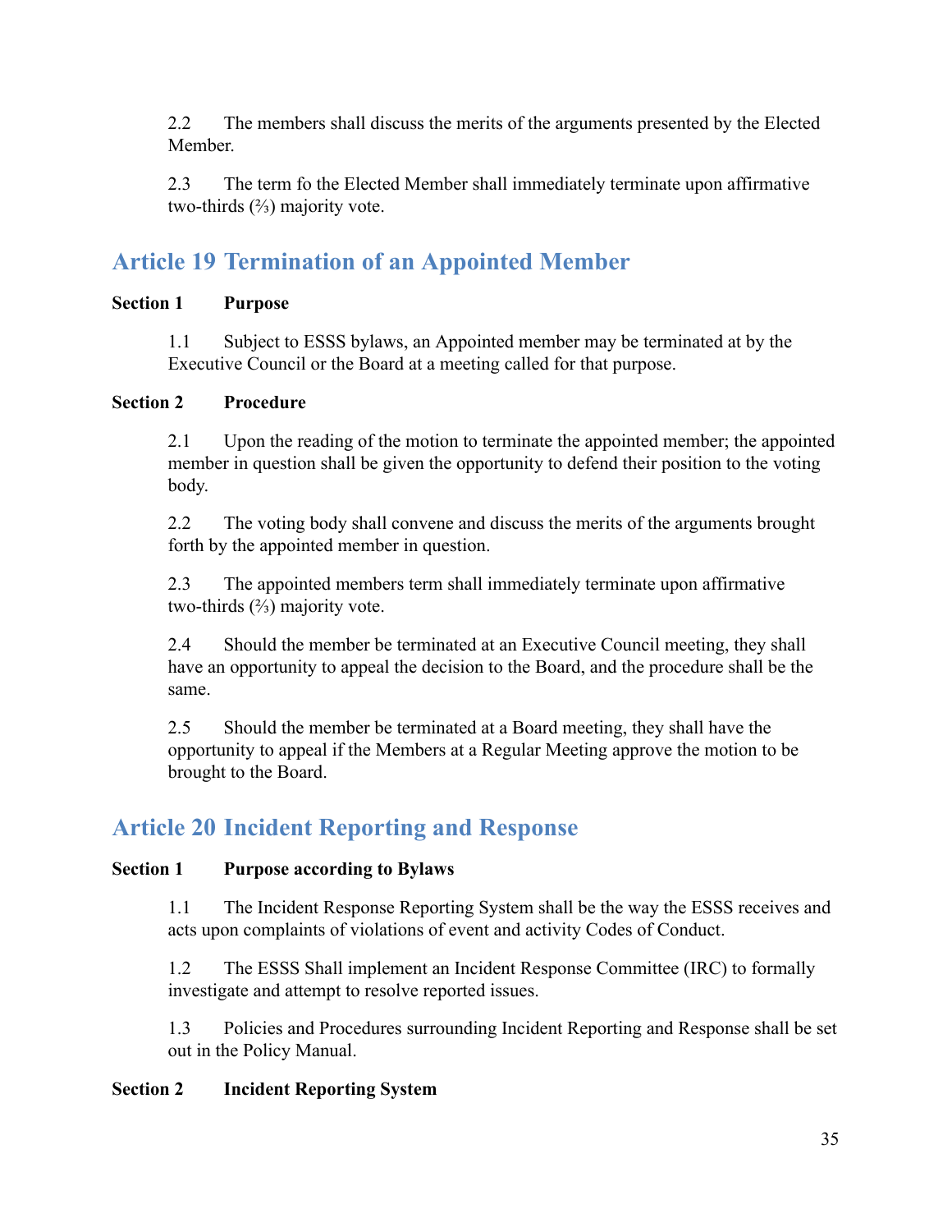2.2 The members shall discuss the merits of the arguments presented by the Elected Member.

2.3 The term fo the Elected Member shall immediately terminate upon affirmative two-thirds (⅔) majority vote.

## Article 19 Termination of an Appointed Member

### Section 1 Purpose

1.1 Subject to ESSS bylaws, an Appointed member may be terminated at by the Executive Council or the Board at a meeting called for that purpose.

### Section 2 Procedure

2.1 Upon the reading of the motion to terminate the appointed member; the appointed member in question shall be given the opportunity to defend their position to the voting body.

2.2 The voting body shall convene and discuss the merits of the arguments brought forth by the appointed member in question.

2.3 The appointed members term shall immediately terminate upon affirmative two-thirds (⅔) majority vote.

2.4 Should the member be terminated at an Executive Council meeting, they shall have an opportunity to appeal the decision to the Board, and the procedure shall be the same.

2.5 Should the member be terminated at a Board meeting, they shall have the opportunity to appeal if the Members at a Regular Meeting approve the motion to be brought to the Board.

## Article 20 Incident Reporting and Response

### Section 1 Purpose according to Bylaws

1.1 The Incident Response Reporting System shall be the way the ESSS receives and acts upon complaints of violations of event and activity Codes of Conduct.

1.2 The ESSS Shall implement an Incident Response Committee (IRC) to formally investigate and attempt to resolve reported issues.

1.3 Policies and Procedures surrounding Incident Reporting and Response shall be set out in the Policy Manual.

### Section 2 Incident Reporting System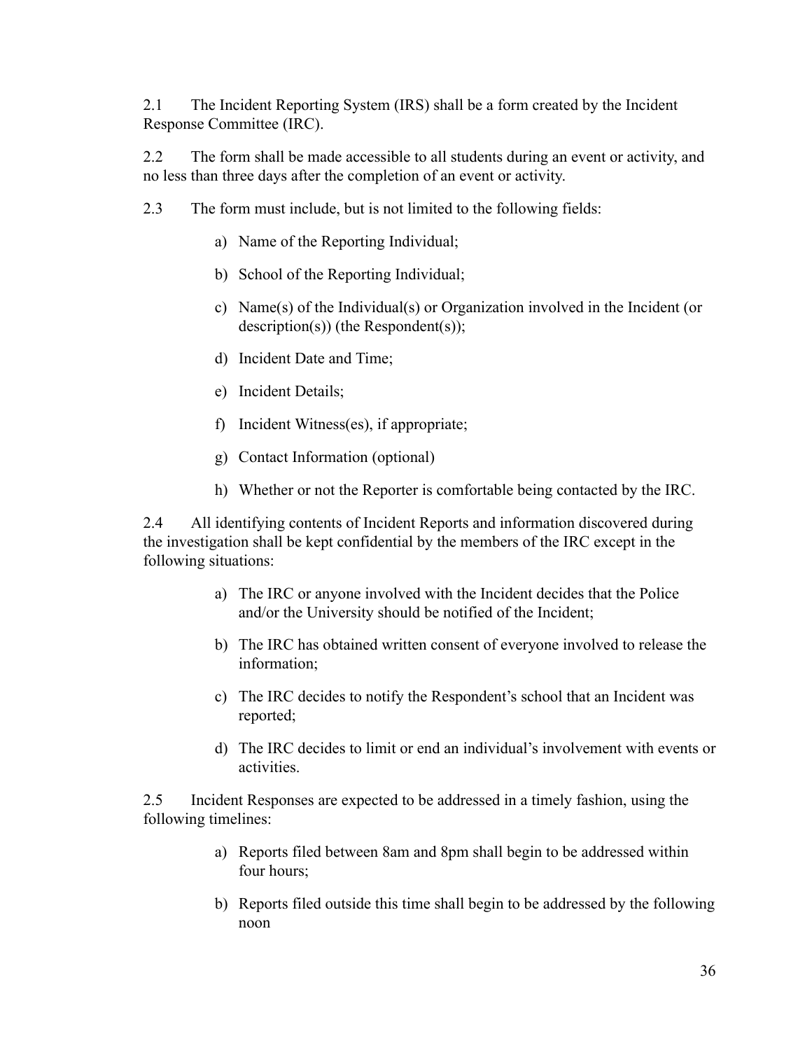2.1 The Incident Reporting System (IRS) shall be a form created by the Incident Response Committee (IRC).

2.2 The form shall be made accessible to all students during an event or activity, and no less than three days after the completion of an event or activity.

2.3 The form must include, but is not limited to the following fields:

a) Name of the Reporting Individual;

b) School of the Reporting Individual;

c) Name(s) of the Individual(s) or Organization involved in the Incident (or description(s)) (the Respondent(s));

d) Incident Date and Time;

e) Incident Details;

f) Incident Witness(es), if appropriate;

g) Contact Information (optional)

h) Whether or not the Reporter is comfortable being contacted by the IRC.

2.4 All identifying contents of Incident Reports and information discovered during the investigation shall be kept confidential by the members of the IRC except in the following situations:

a) The IRC or anyone involved with the Incident decides that the Police and/or the University should be notified of the Incident;

b) The IRC has obtained written consent of everyone involved to release the information;

c) The IRC decides to notify the Respondent's school that an Incident was reported;

d) The IRC decides to limit or end an individual's involvement with events or activities.

2.5 Incident Responses are expected to be addressed in a timely fashion, using the following timelines:

a) Reports filed between 8am and 8pm shall begin to be addressed within four hours;

b) Reports filed outside this time shall begin to be addressed by the following noon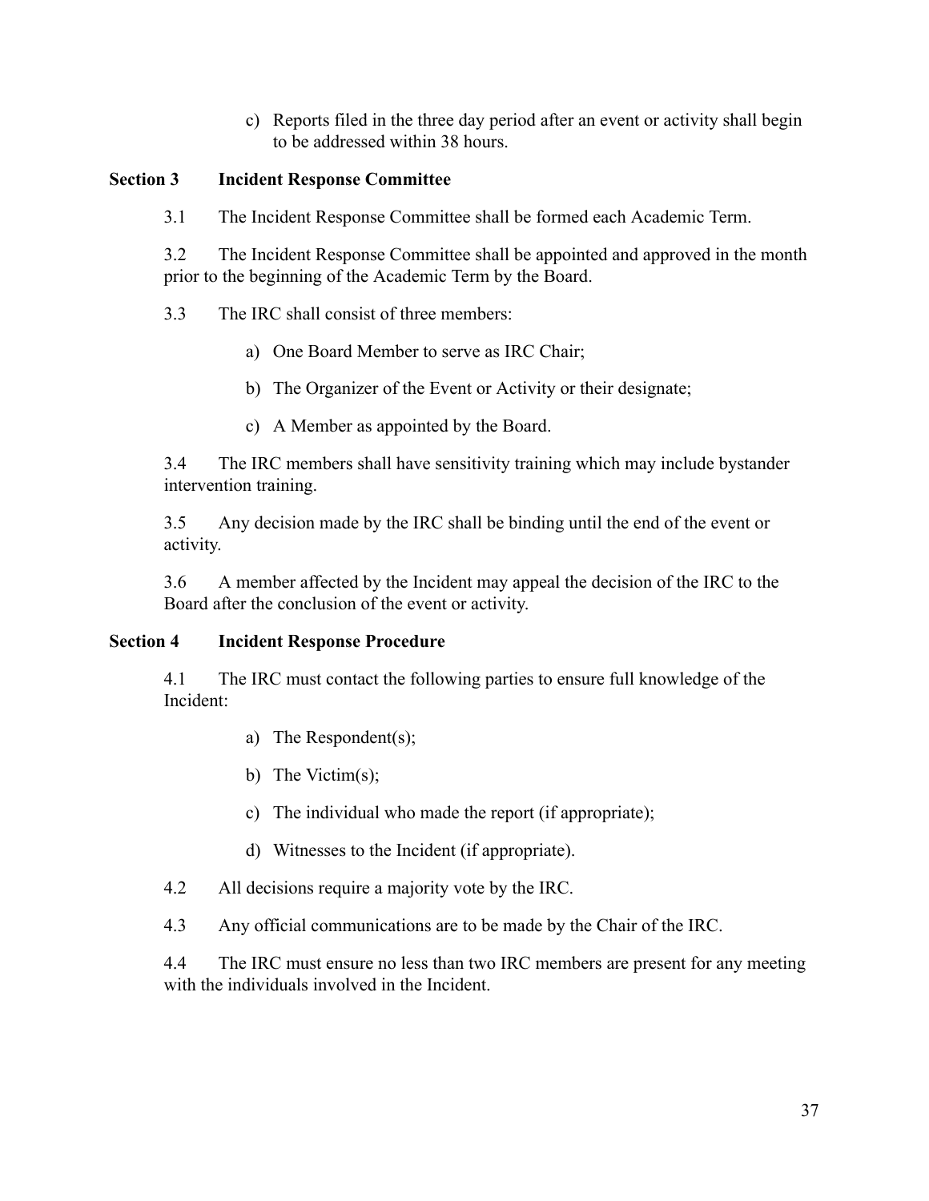c) Reports filed in the three day period after an event or activity shall begin to be addressed within 38 hours.

**Section 3 Incident Response Committee**

3.1 The Incident Response Committee shall be formed each Academic Term.

3.2 The Incident Response Committee shall be appointed and approved in the month prior to the beginning of the Academic Term by the Board.

3.3 The IRC shall consist of three members:

a) One Board Member to serve as IRC Chair;

b) The Organizer of the Event or Activity or their designate;

c) A Member as appointed by the Board.

3.4 The IRC members shall have sensitivity training which may include bystander intervention training.

3.5 Any decision made by the IRC shall be binding until the end of the event or activity.

3.6 A member affected by the Incident may appeal the decision of the IRC to the Board after the conclusion of the event or activity.

**Section 4 Incident Response Procedure**

4.1 The IRC must contact the following parties to ensure full knowledge of the Incident:

a) The Respondent(s);

b) The Victim(s);

c) The individual who made the report (if appropriate);

d) Witnesses to the Incident (if appropriate).

4.2 All decisions require a majority vote by the IRC.

4.3 Any official communications are to be made by the Chair of the IRC.

4.4 The IRC must ensure no less than two IRC members are present for any meeting with the individuals involved in the Incident.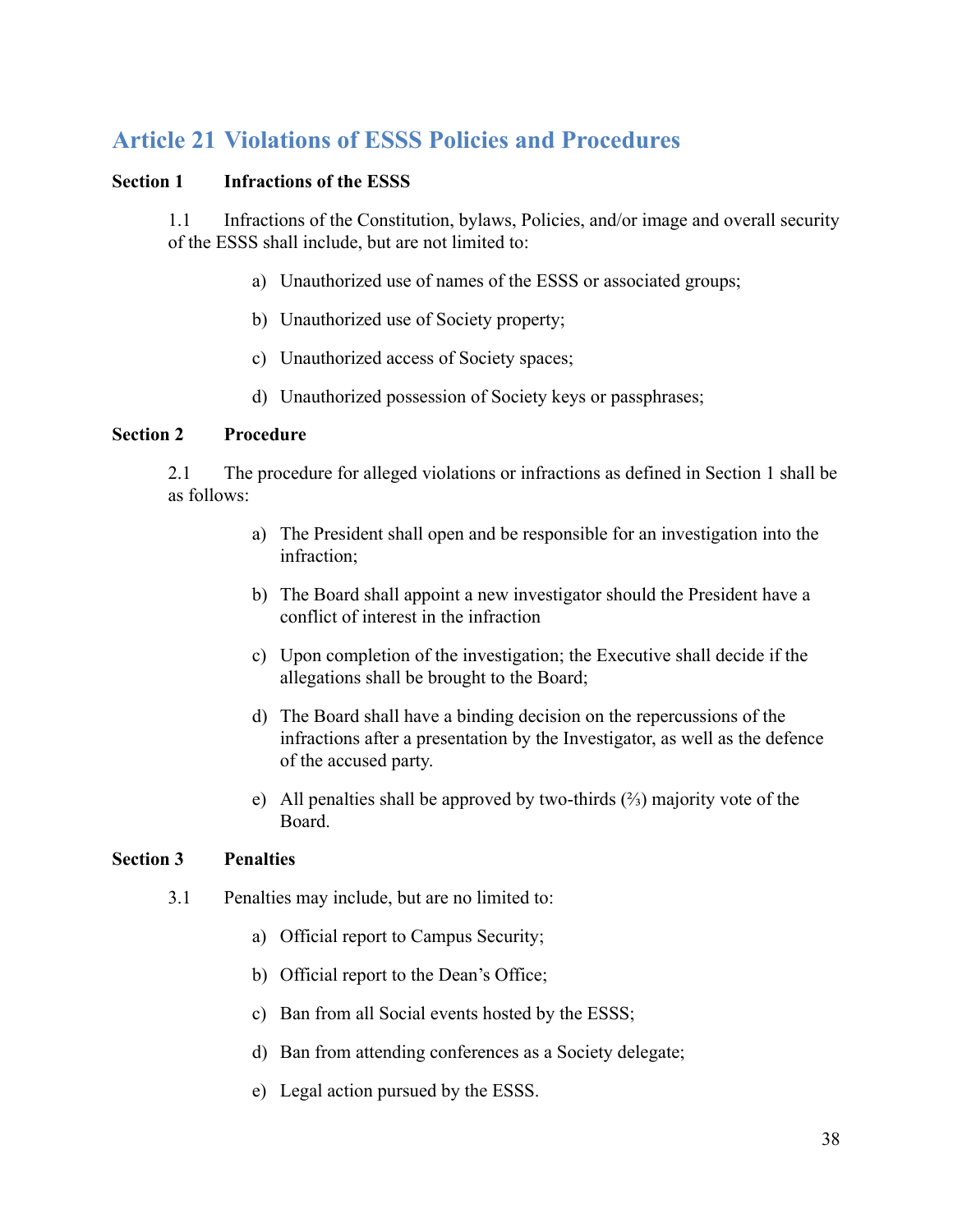## Article 21 Violations of ESSS Policies and Procedures

**Section 1 Infractions of the ESSS**

1.1 Infractions of the Constitution, bylaws, Policies, and/or image and overall security of the ESSS shall include, but are not limited to:

a) Unauthorized use of names of the ESSS or associated groups;

b) Unauthorized use of Society property;

c) Unauthorized access of Society spaces;

d) Unauthorized possession of Society keys or passphrases;

**Section 2 Procedure**

2.1 The procedure for alleged violations or infractions as defined in Section 1 shall be as follows:

a) The President shall open and be responsible for an investigation into the infraction;

b) The Board shall appoint a new investigator should the President have a conflict of interest in the infraction

c) Upon completion of the investigation; the Executive shall decide if the allegations shall be brought to the Board;

d) The Board shall have a binding decision on the repercussions of the infractions after a presentation by the Investigator, as well as the defence of the accused party.

e) All penalties shall be approved by two-thirds (⅔) majority vote of the Board.

**Section 3 Penalties**

3.1 Penalties may include, but are no limited to:

a) Official report to Campus Security;

b) Official report to the Dean's Office;

c) Ban from all Social events hosted by the ESSS;

d) Ban from attending conferences as a Society delegate;

e) Legal action pursued by the ESSS.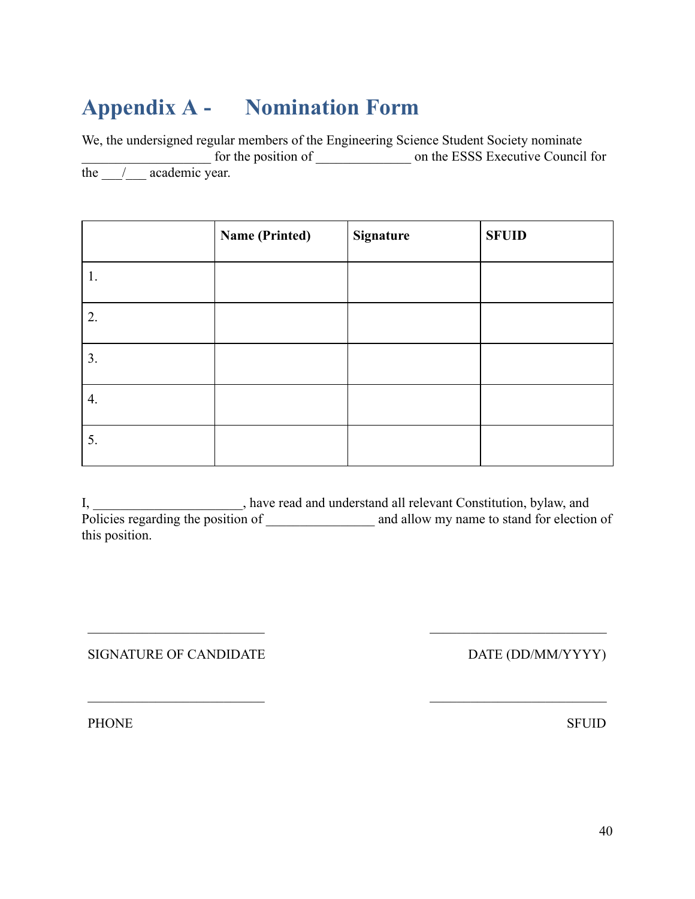# Appendix A - Nomination Form

We, the undersigned regular members of the Engineering Science Student Society nominate ___________________ for the position of ______________ on the ESSS Executive Council for the ___/___ academic year.

| | **Name (Printed)** | **Signature** | **SFUID** |
|---|---|---|---|
| 1. | | | |
| 2. | | | |
| 3. | | | |
| 4. | | | |
| 5. | | | |

I, ______________________, have read and understand all relevant Constitution, bylaw, and Policies regarding the position of ________________ and allow my name to stand for election of this position.

__________________________ __________________________

SIGNATURE OF CANDIDATE DATE (DD/MM/YYYY)

__________________________ __________________________

PHONE SFUID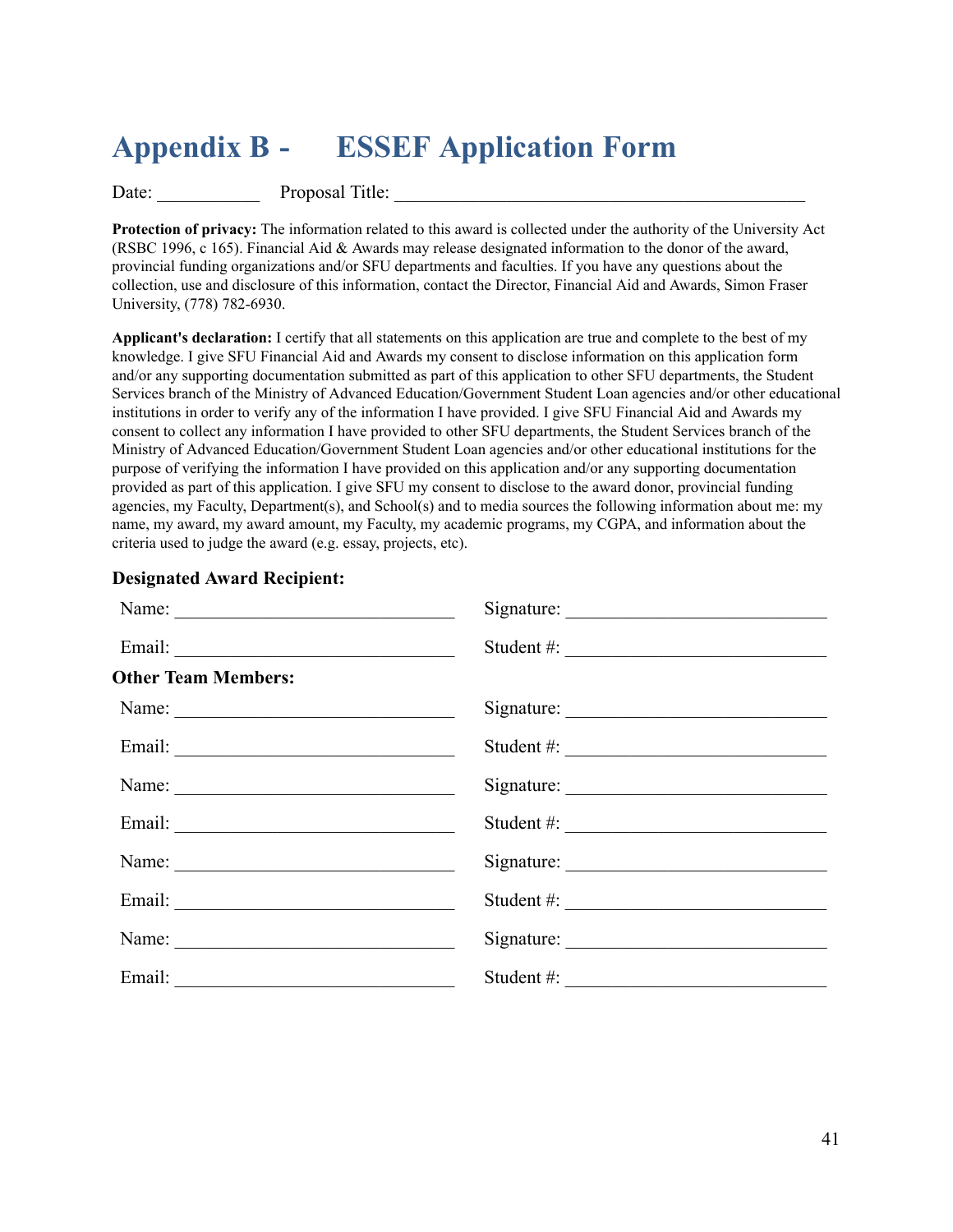# Appendix B - ESSEF Application Form

Date: ___________ Proposal Title: ____________________________________________

**Protection of privacy:** The information related to this award is collected under the authority of the University Act (RSBC 1996, c 165). Financial Aid & Awards may release designated information to the donor of the award, provincial funding organizations and/or SFU departments and faculties. If you have any questions about the collection, use and disclosure of this information, contact the Director, Financial Aid and Awards, Simon Fraser University, (778) 782-6930.

**Applicant's declaration:** I certify that all statements on this application are true and complete to the best of my knowledge. I give SFU Financial Aid and Awards my consent to disclose information on this application form and/or any supporting documentation submitted as part of this application to other SFU departments, the Student Services branch of the Ministry of Advanced Education/Government Student Loan agencies and/or other educational institutions in order to verify any of the information I have provided. I give SFU Financial Aid and Awards my consent to collect any information I have provided to other SFU departments, the Student Services branch of the Ministry of Advanced Education/Government Student Loan agencies and/or other educational institutions for the purpose of verifying the information I have provided on this application and/or any supporting documentation provided as part of this application. I give SFU my consent to disclose to the award donor, provincial funding agencies, my Faculty, Department(s), and School(s) and to media sources the following information about me: my name, my award, my award amount, my Faculty, my academic programs, my CGPA, and information about the criteria used to judge the award (e.g. essay, projects, etc).

**Designated Award Recipient:**

Name: ______________________________ Signature: ____________________________

Email: ______________________________ Student #: ____________________________

**Other Team Members:**

Name: ______________________________ Signature: ____________________________

Email: ______________________________ Student #: ____________________________

Name: ______________________________ Signature: ____________________________

Email: ______________________________ Student #: ____________________________

Name: ______________________________ Signature: ____________________________

Email: ______________________________ Student #: ____________________________

Name: ______________________________ Signature: ____________________________

Email: ______________________________ Student #: ____________________________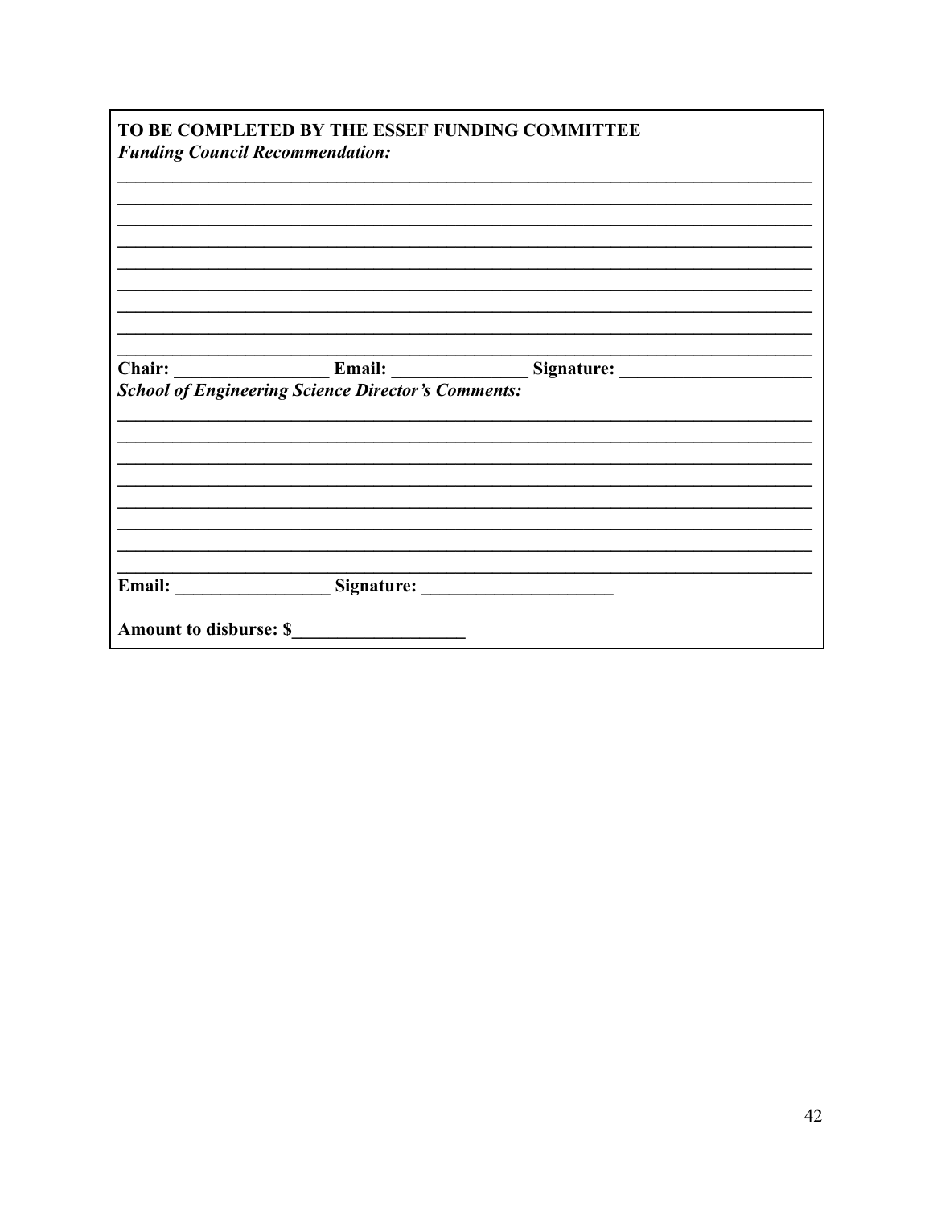**TO BE COMPLETED BY THE ESSEF FUNDING COMMITTEE**

***Funding Council Recommendation:***

\_\_\_\_\_\_\_\_\_\_\_\_\_\_\_\_\_\_\_\_\_\_\_\_\_\_\_\_\_\_\_\_\_\_\_\_\_\_\_\_\_\_\_\_\_\_\_\_\_\_\_\_\_\_\_\_\_\_\_\_\_\_\_\_\_\_\_\_\_\_\_\_\_\_\_\_

\_\_\_\_\_\_\_\_\_\_\_\_\_\_\_\_\_\_\_\_\_\_\_\_\_\_\_\_\_\_\_\_\_\_\_\_\_\_\_\_\_\_\_\_\_\_\_\_\_\_\_\_\_\_\_\_\_\_\_\_\_\_\_\_\_\_\_\_\_\_\_\_\_\_\_\_

\_\_\_\_\_\_\_\_\_\_\_\_\_\_\_\_\_\_\_\_\_\_\_\_\_\_\_\_\_\_\_\_\_\_\_\_\_\_\_\_\_\_\_\_\_\_\_\_\_\_\_\_\_\_\_\_\_\_\_\_\_\_\_\_\_\_\_\_\_\_\_\_\_\_\_\_

\_\_\_\_\_\_\_\_\_\_\_\_\_\_\_\_\_\_\_\_\_\_\_\_\_\_\_\_\_\_\_\_\_\_\_\_\_\_\_\_\_\_\_\_\_\_\_\_\_\_\_\_\_\_\_\_\_\_\_\_\_\_\_\_\_\_\_\_\_\_\_\_\_\_\_\_

\_\_\_\_\_\_\_\_\_\_\_\_\_\_\_\_\_\_\_\_\_\_\_\_\_\_\_\_\_\_\_\_\_\_\_\_\_\_\_\_\_\_\_\_\_\_\_\_\_\_\_\_\_\_\_\_\_\_\_\_\_\_\_\_\_\_\_\_\_\_\_\_\_\_\_\_

\_\_\_\_\_\_\_\_\_\_\_\_\_\_\_\_\_\_\_\_\_\_\_\_\_\_\_\_\_\_\_\_\_\_\_\_\_\_\_\_\_\_\_\_\_\_\_\_\_\_\_\_\_\_\_\_\_\_\_\_\_\_\_\_\_\_\_\_\_\_\_\_\_\_\_\_

\_\_\_\_\_\_\_\_\_\_\_\_\_\_\_\_\_\_\_\_\_\_\_\_\_\_\_\_\_\_\_\_\_\_\_\_\_\_\_\_\_\_\_\_\_\_\_\_\_\_\_\_\_\_\_\_\_\_\_\_\_\_\_\_\_\_\_\_\_\_\_\_\_\_\_\_

\_\_\_\_\_\_\_\_\_\_\_\_\_\_\_\_\_\_\_\_\_\_\_\_\_\_\_\_\_\_\_\_\_\_\_\_\_\_\_\_\_\_\_\_\_\_\_\_\_\_\_\_\_\_\_\_\_\_\_\_\_\_\_\_\_\_\_\_\_\_\_\_\_\_\_\_

\_\_\_\_\_\_\_\_\_\_\_\_\_\_\_\_\_\_\_\_\_\_\_\_\_\_\_\_\_\_\_\_\_\_\_\_\_\_\_\_\_\_\_\_\_\_\_\_\_\_\_\_\_\_\_\_\_\_\_\_\_\_\_\_\_\_\_\_\_\_\_\_\_\_\_\_

\_\_\_\_\_\_\_\_\_\_\_\_\_\_\_\_\_\_\_\_\_\_\_\_\_\_\_\_\_\_\_\_\_\_\_\_\_\_\_\_\_\_\_\_\_\_\_\_\_\_\_\_\_\_\_\_\_\_\_\_\_\_\_\_\_\_\_\_\_\_\_\_\_\_\_\_

**Chair: \_\_\_\_\_\_\_\_\_\_\_\_\_\_\_\_\_ Email: \_\_\_\_\_\_\_\_\_\_\_\_\_\_\_ Signature: \_\_\_\_\_\_\_\_\_\_\_\_\_\_\_\_\_\_\_\_\_**

***School of Engineering Science Director's Comments:***

\_\_\_\_\_\_\_\_\_\_\_\_\_\_\_\_\_\_\_\_\_\_\_\_\_\_\_\_\_\_\_\_\_\_\_\_\_\_\_\_\_\_\_\_\_\_\_\_\_\_\_\_\_\_\_\_\_\_\_\_\_\_\_\_\_\_\_\_\_\_\_\_\_\_\_\_

\_\_\_\_\_\_\_\_\_\_\_\_\_\_\_\_\_\_\_\_\_\_\_\_\_\_\_\_\_\_\_\_\_\_\_\_\_\_\_\_\_\_\_\_\_\_\_\_\_\_\_\_\_\_\_\_\_\_\_\_\_\_\_\_\_\_\_\_\_\_\_\_\_\_\_\_

\_\_\_\_\_\_\_\_\_\_\_\_\_\_\_\_\_\_\_\_\_\_\_\_\_\_\_\_\_\_\_\_\_\_\_\_\_\_\_\_\_\_\_\_\_\_\_\_\_\_\_\_\_\_\_\_\_\_\_\_\_\_\_\_\_\_\_\_\_\_\_\_\_\_\_\_

\_\_\_\_\_\_\_\_\_\_\_\_\_\_\_\_\_\_\_\_\_\_\_\_\_\_\_\_\_\_\_\_\_\_\_\_\_\_\_\_\_\_\_\_\_\_\_\_\_\_\_\_\_\_\_\_\_\_\_\_\_\_\_\_\_\_\_\_\_\_\_\_\_\_\_\_

\_\_\_\_\_\_\_\_\_\_\_\_\_\_\_\_\_\_\_\_\_\_\_\_\_\_\_\_\_\_\_\_\_\_\_\_\_\_\_\_\_\_\_\_\_\_\_\_\_\_\_\_\_\_\_\_\_\_\_\_\_\_\_\_\_\_\_\_\_\_\_\_\_\_\_\_

\_\_\_\_\_\_\_\_\_\_\_\_\_\_\_\_\_\_\_\_\_\_\_\_\_\_\_\_\_\_\_\_\_\_\_\_\_\_\_\_\_\_\_\_\_\_\_\_\_\_\_\_\_\_\_\_\_\_\_\_\_\_\_\_\_\_\_\_\_\_\_\_\_\_\_\_

\_\_\_\_\_\_\_\_\_\_\_\_\_\_\_\_\_\_\_\_\_\_\_\_\_\_\_\_\_\_\_\_\_\_\_\_\_\_\_\_\_\_\_\_\_\_\_\_\_\_\_\_\_\_\_\_\_\_\_\_\_\_\_\_\_\_\_\_\_\_\_\_\_\_\_\_

\_\_\_\_\_\_\_\_\_\_\_\_\_\_\_\_\_\_\_\_\_\_\_\_\_\_\_\_\_\_\_\_\_\_\_\_\_\_\_\_\_\_\_\_\_\_\_\_\_\_\_\_\_\_\_\_\_\_\_\_\_\_\_\_\_\_\_\_\_\_\_\_\_\_\_\_

**Email: \_\_\_\_\_\_\_\_\_\_\_\_\_\_\_\_\_ Signature: \_\_\_\_\_\_\_\_\_\_\_\_\_\_\_\_\_\_\_\_\_**

**Amount to disburse: $\_\_\_\_\_\_\_\_\_\_\_\_\_\_\_\_\_\_\_**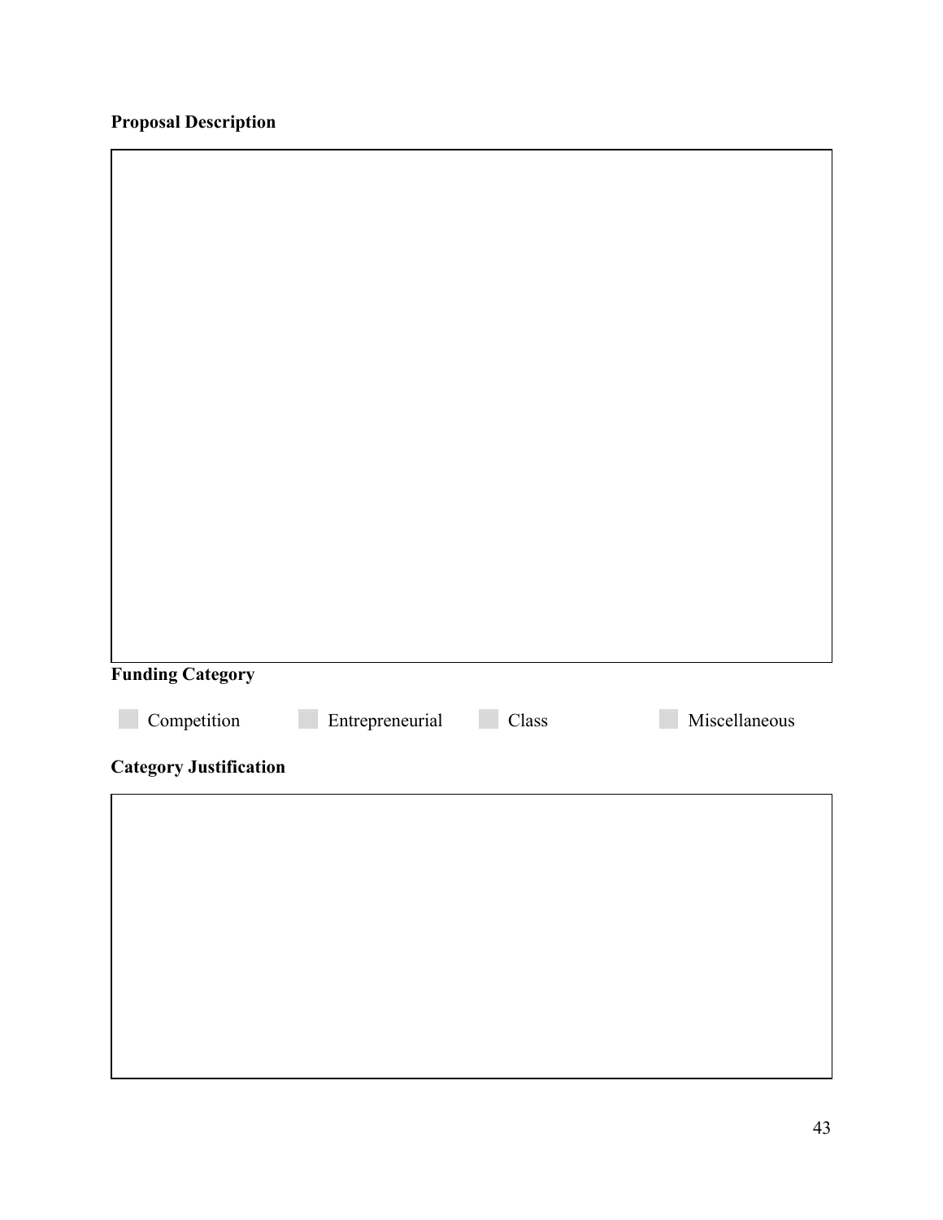**Proposal Description**

**Funding Category**

☐ Competition ☐ Entrepreneurial ☐ Class ☐ Miscellaneous

**Category Justification**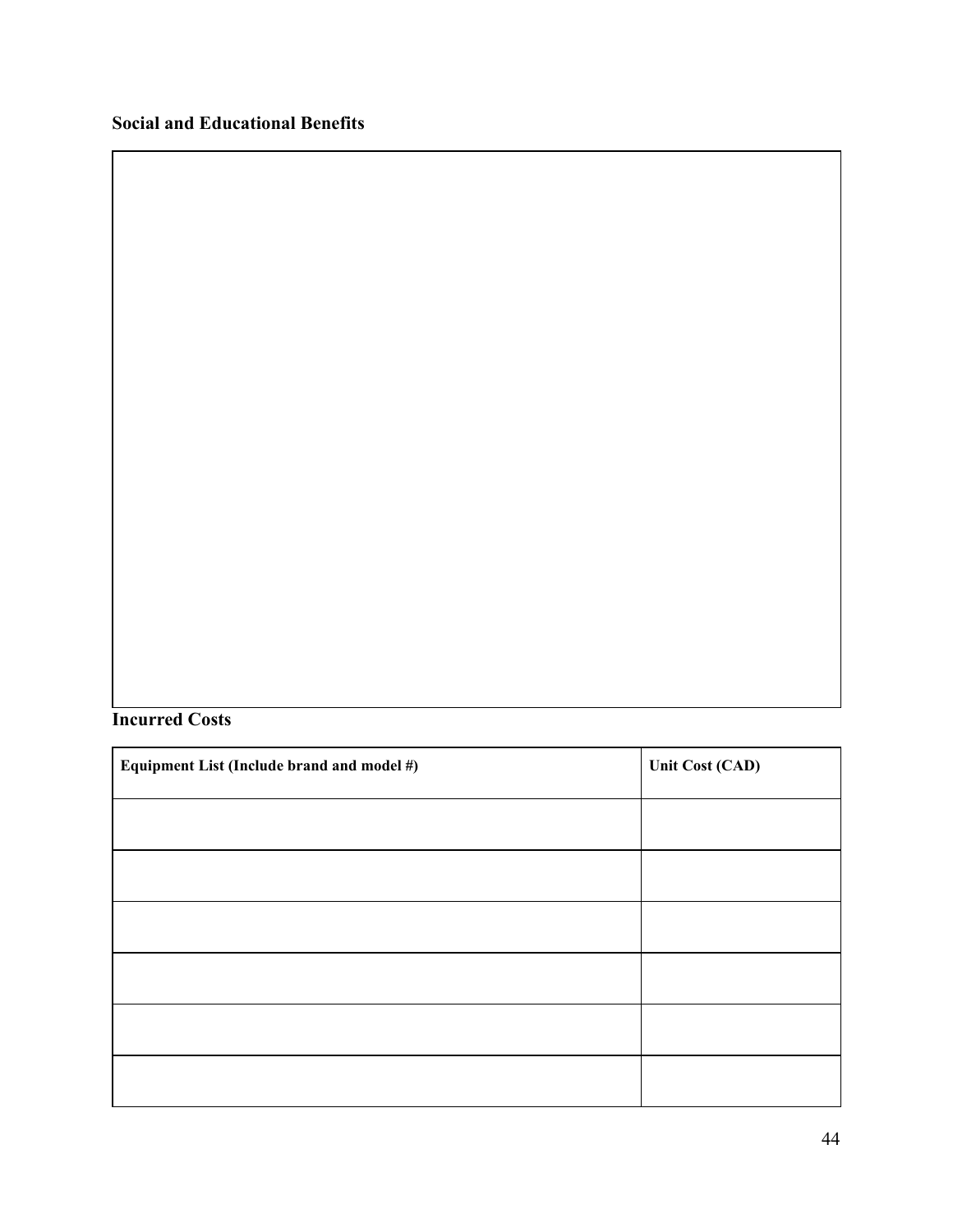**Social and Educational Benefits**

**Incurred Costs**

| Equipment List (Include brand and model #) | Unit Cost (CAD) |
| --- | --- |
| | |
| | |
| | |
| | |
| | |
| | |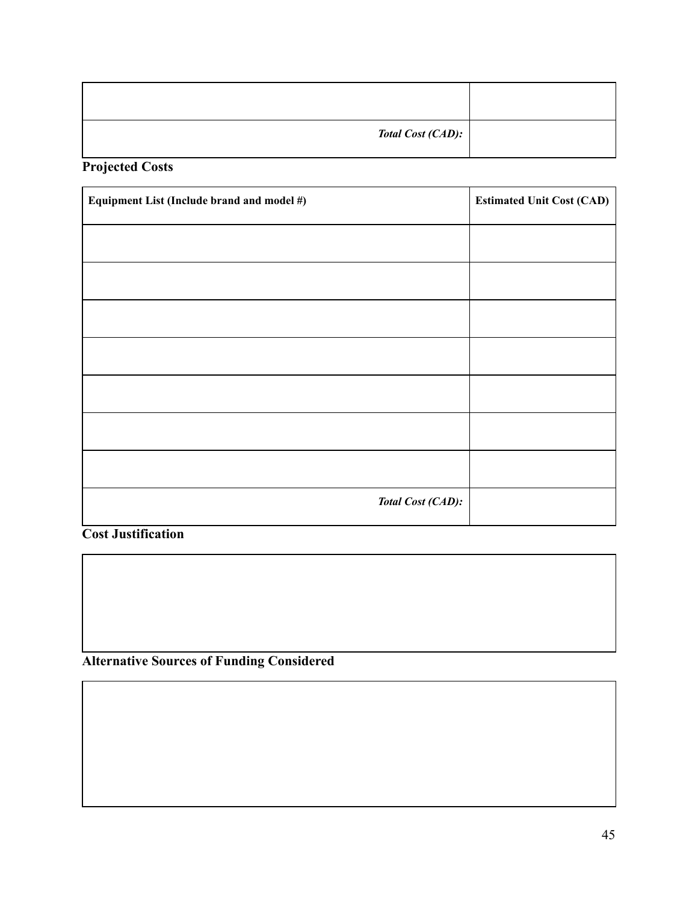| | |
|---|---|
| | |
| ***Total Cost (CAD):*** | |

## Projected Costs

| Equipment List (Include brand and model #) | Estimated Unit Cost (CAD) |
|---|---|
| | |
| | |
| | |
| | |
| | |
| | |
| | |
| ***Total Cost (CAD):*** | |

## Cost Justification

| |
|---|
| |

## Alternative Sources of Funding Considered

| |
|---|
| |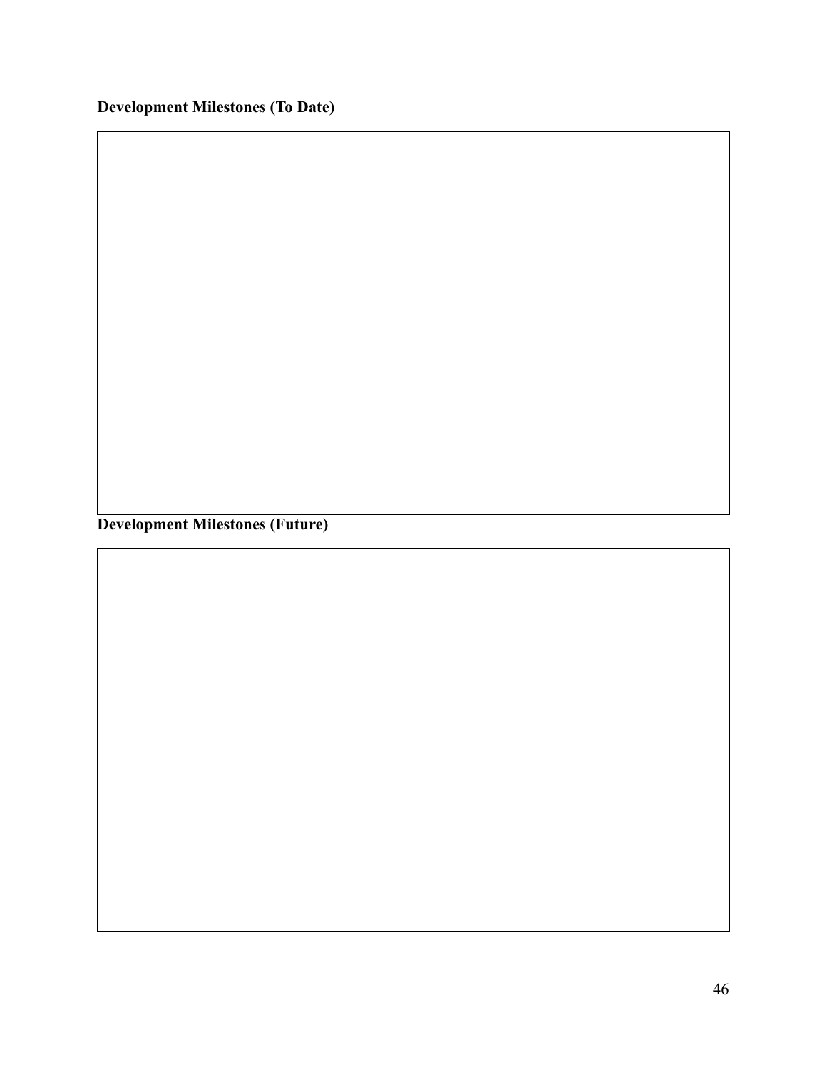**Development Milestones (To Date)**

**Development Milestones (Future)**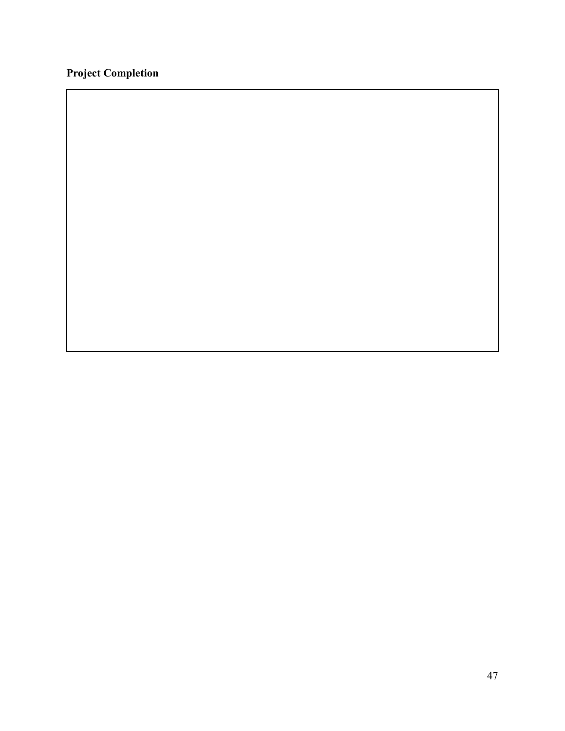**Project Completion**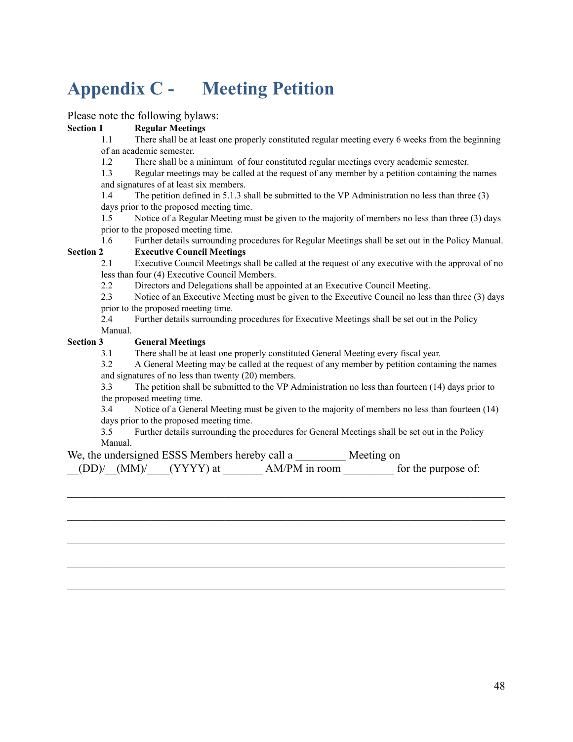# Appendix C - Meeting Petition

Please note the following bylaws:

**Section 1 Regular Meetings**

1.1 There shall be at least one properly constituted regular meeting every 6 weeks from the beginning of an academic semester.

1.2 There shall be a minimum of four constituted regular meetings every academic semester.

1.3 Regular meetings may be called at the request of any member by a petition containing the names and signatures of at least six members.

1.4 The petition defined in 5.1.3 shall be submitted to the VP Administration no less than three (3) days prior to the proposed meeting time.

1.5 Notice of a Regular Meeting must be given to the majority of members no less than three (3) days prior to the proposed meeting time.

1.6 Further details surrounding procedures for Regular Meetings shall be set out in the Policy Manual.

**Section 2 Executive Council Meetings**

2.1 Executive Council Meetings shall be called at the request of any executive with the approval of no less than four (4) Executive Council Members.

2.2 Directors and Delegations shall be appointed at an Executive Council Meeting.

2.3 Notice of an Executive Meeting must be given to the Executive Council no less than three (3) days prior to the proposed meeting time.

2.4 Further details surrounding procedures for Executive Meetings shall be set out in the Policy Manual.

**Section 3 General Meetings**

3.1 There shall be at least one properly constituted General Meeting every fiscal year.

3.2 A General Meeting may be called at the request of any member by petition containing the names and signatures of no less than twenty (20) members.

3.3 The petition shall be submitted to the VP Administration no less than fourteen (14) days prior to the proposed meeting time.

3.4 Notice of a General Meeting must be given to the majority of members no less than fourteen (14) days prior to the proposed meeting time.

3.5 Further details surrounding the procedures for General Meetings shall be set out in the Policy Manual.

We, the undersigned ESSS Members hereby call a _________ Meeting on __(DD)/__(MM)/____(YYYY) at _______ AM/PM in room _________ for the purpose of:

___________________________________________________________________________

___________________________________________________________________________

___________________________________________________________________________

___________________________________________________________________________

___________________________________________________________________________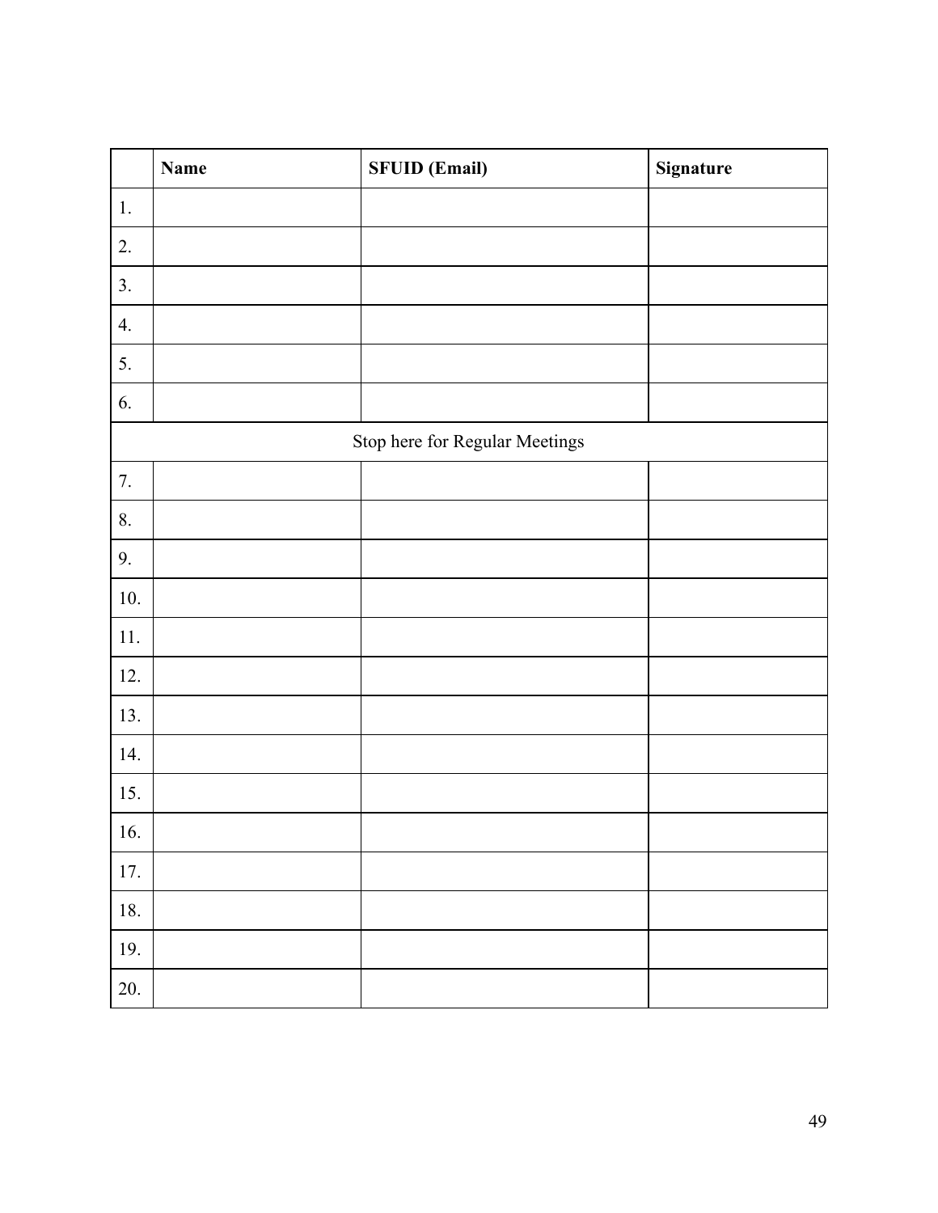|  | **Name** | **SFUID (Email)** | **Signature** |
|---|---|---|---|
| 1. |  |  |  |
| 2. |  |  |  |
| 3. |  |  |  |
| 4. |  |  |  |
| 5. |  |  |  |
| 6. |  |  |  |
| Stop here for Regular Meetings |  |  |  |
| 7. |  |  |  |
| 8. |  |  |  |
| 9. |  |  |  |
| 10. |  |  |  |
| 11. |  |  |  |
| 12. |  |  |  |
| 13. |  |  |  |
| 14. |  |  |  |
| 15. |  |  |  |
| 16. |  |  |  |
| 17. |  |  |  |
| 18. |  |  |  |
| 19. |  |  |  |
| 20. |  |  |  |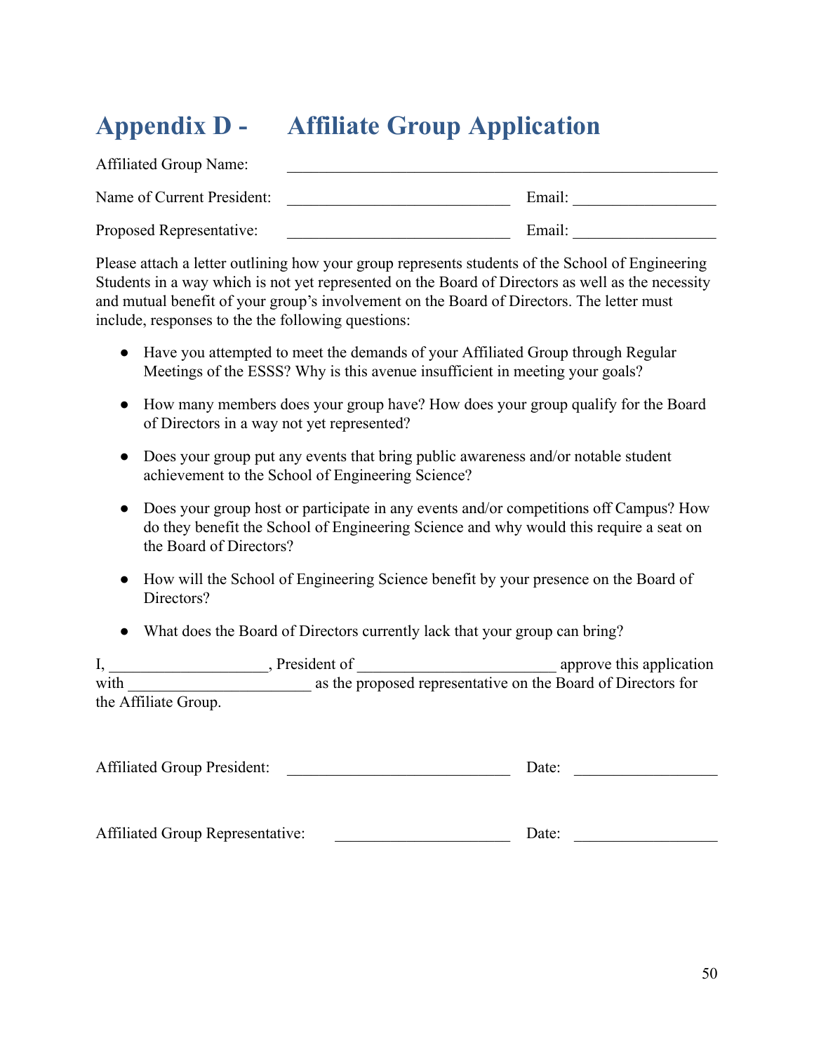# Appendix D - Affiliate Group Application

Affiliated Group Name: ______________________________________________

Name of Current President: ____________________________ Email: _________________

Proposed Representative: ____________________________ Email: _________________

Please attach a letter outlining how your group represents students of the School of Engineering Students in a way which is not yet represented on the Board of Directors as well as the necessity and mutual benefit of your group's involvement on the Board of Directors. The letter must include, responses to the the following questions:

- Have you attempted to meet the demands of your Affiliated Group through Regular Meetings of the ESSS? Why is this avenue insufficient in meeting your goals?
- How many members does your group have? How does your group qualify for the Board of Directors in a way not yet represented?
- Does your group put any events that bring public awareness and/or notable student achievement to the School of Engineering Science?
- Does your group host or participate in any events and/or competitions off Campus? How do they benefit the School of Engineering Science and why would this require a seat on the Board of Directors?
- How will the School of Engineering Science benefit by your presence on the Board of Directors?
- What does the Board of Directors currently lack that your group can bring?

I, ___________________, President of ________________________ approve this application with ______________________ as the proposed representative on the Board of Directors for the Affiliate Group.

Affiliated Group President: ____________________________ Date: _________________

Affiliated Group Representative: ______________________ Date: _________________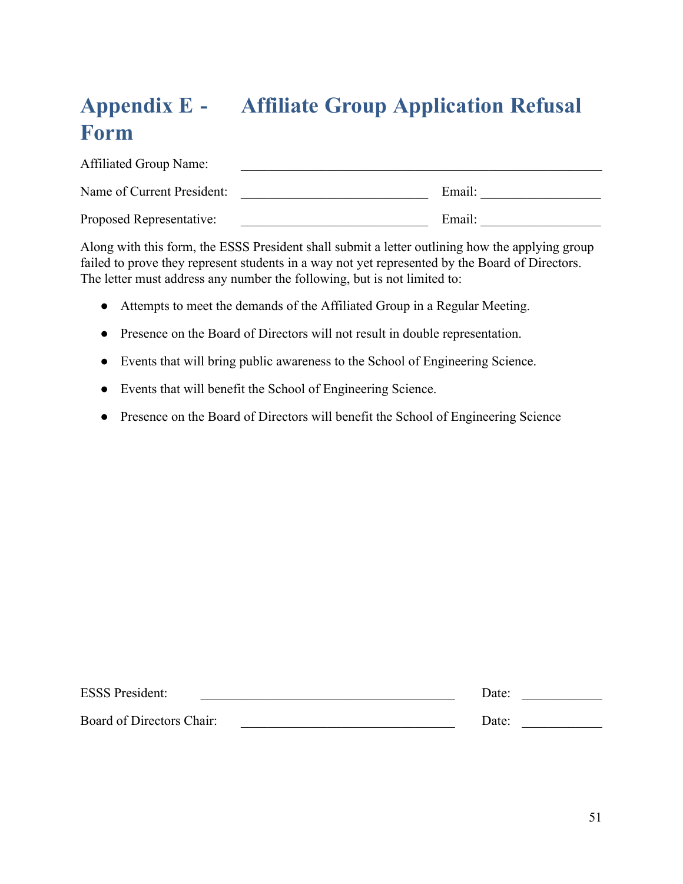# Appendix E - Affiliate Group Application Refusal Form

Affiliated Group Name: ____________________________________________

Name of Current President: ________________________ Email: ______________

Proposed Representative: ________________________ Email: ______________

Along with this form, the ESSS President shall submit a letter outlining how the applying group failed to prove they represent students in a way not yet represented by the Board of Directors. The letter must address any number the following, but is not limited to:

- Attempts to meet the demands of the Affiliated Group in a Regular Meeting.
- Presence on the Board of Directors will not result in double representation.
- Events that will bring public awareness to the School of Engineering Science.
- Events that will benefit the School of Engineering Science.
- Presence on the Board of Directors will benefit the School of Engineering Science

ESSS President: ______________________________ Date: __________

Board of Directors Chair: ___________________________ Date: __________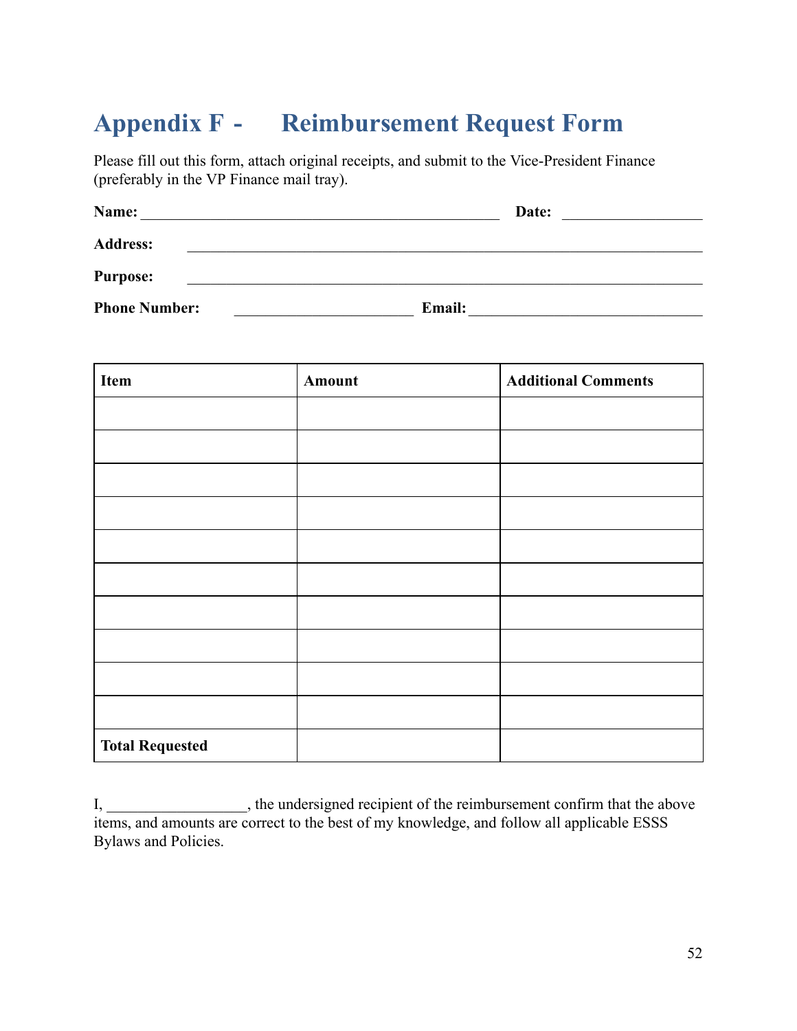# Appendix F - Reimbursement Request Form

Please fill out this form, attach original receipts, and submit to the Vice-President Finance (preferably in the VP Finance mail tray).

**Name:** ______________________________________________ **Date:** __________________

**Address:** ____________________________________________________________________

**Purpose:** ____________________________________________________________________

**Phone Number:** _______________________ **Email:** ______________________________

| Item | Amount | Additional Comments |
|---|---|---|
| | | |
| | | |
| | | |
| | | |
| | | |
| | | |
| | | |
| | | |
| | | |
| | | |
| **Total Requested** | | |

I, __________________, the undersigned recipient of the reimbursement confirm that the above items, and amounts are correct to the best of my knowledge, and follow all applicable ESSS Bylaws and Policies.